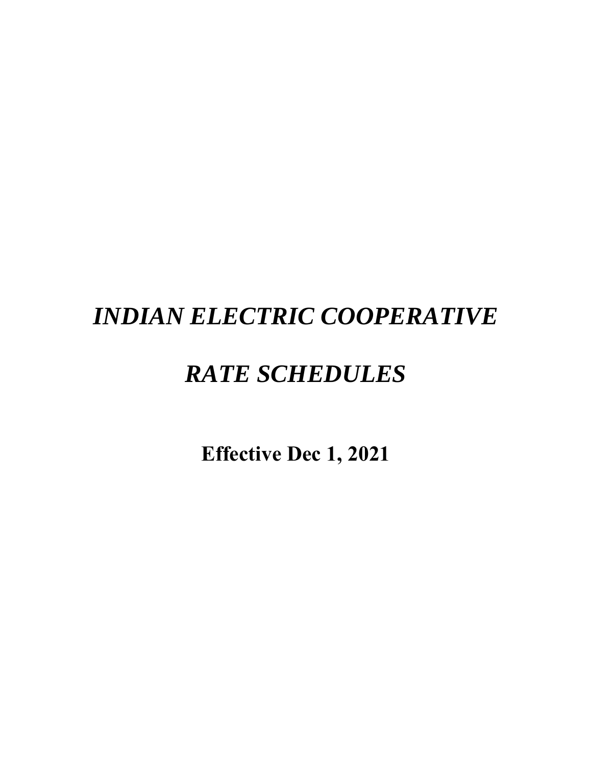# *INDIAN ELECTRIC COOPERATIVE*

# *RATE SCHEDULES*

**Effective Dec 1, 2021**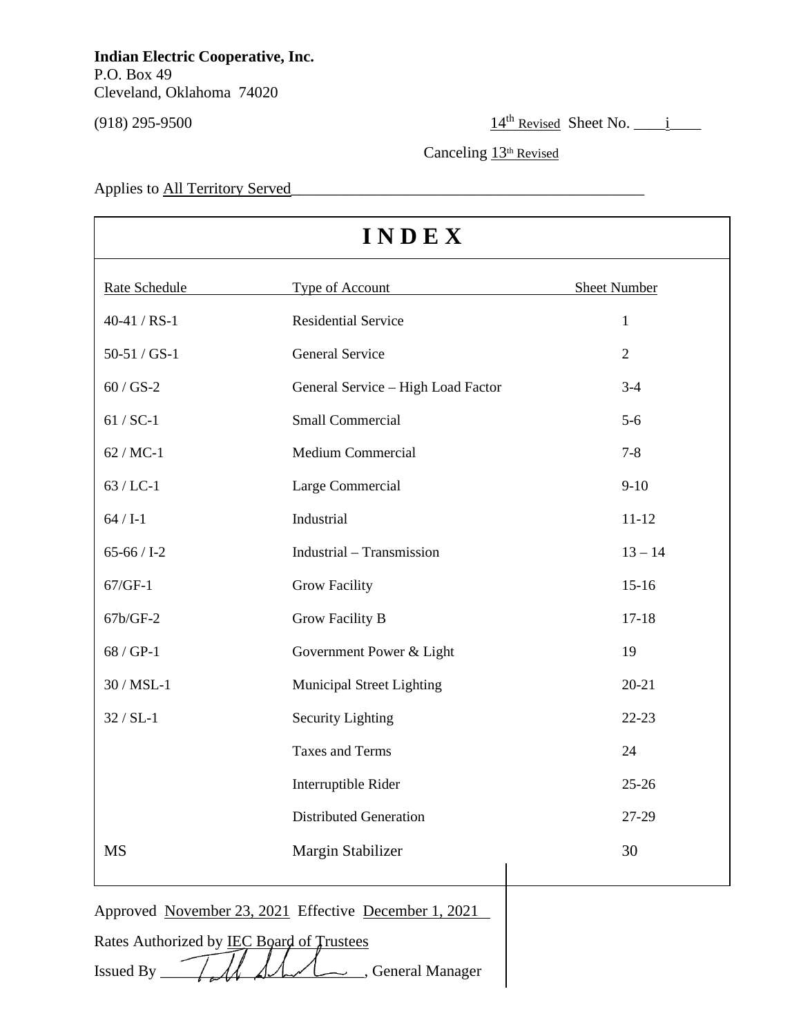**Indian Electric Cooperative, Inc.**
P.O. Box 49
Cleveland, Oklahoma 74020

(918) 295-9500

14th Revised Sheet No. i

Canceling 13th Revised

Applies to All Territory Served

# INDEX

| Rate Schedule | Type of Account | Sheet Number |
|---|---|---|
| 40-41 / RS-1 | Residential Service | 1 |
| 50-51 / GS-1 | General Service | 2 |
| 60 / GS-2 | General Service – High Load Factor | 3-4 |
| 61 / SC-1 | Small Commercial | 5-6 |
| 62 / MC-1 | Medium Commercial | 7-8 |
| 63 / LC-1 | Large Commercial | 9-10 |
| 64 / I-1 | Industrial | 11-12 |
| 65-66 / I-2 | Industrial – Transmission | 13 – 14 |
| 67/GF-1 | Grow Facility | 15-16 |
| 67b/GF-2 | Grow Facility B | 17-18 |
| 68 / GP-1 | Government Power & Light | 19 |
| 30 / MSL-1 | Municipal Street Lighting | 20-21 |
| 32 / SL-1 | Security Lighting | 22-23 |
| | Taxes and Terms | 24 |
| | Interruptible Rider | 25-26 |
| | Distributed Generation | 27-29 |
| MS | Margin Stabilizer | 30 |

Approved November 23, 2021 Effective December 1, 2021

Rates Authorized by IEC Board of Trustees

Issued By ______________, General Manager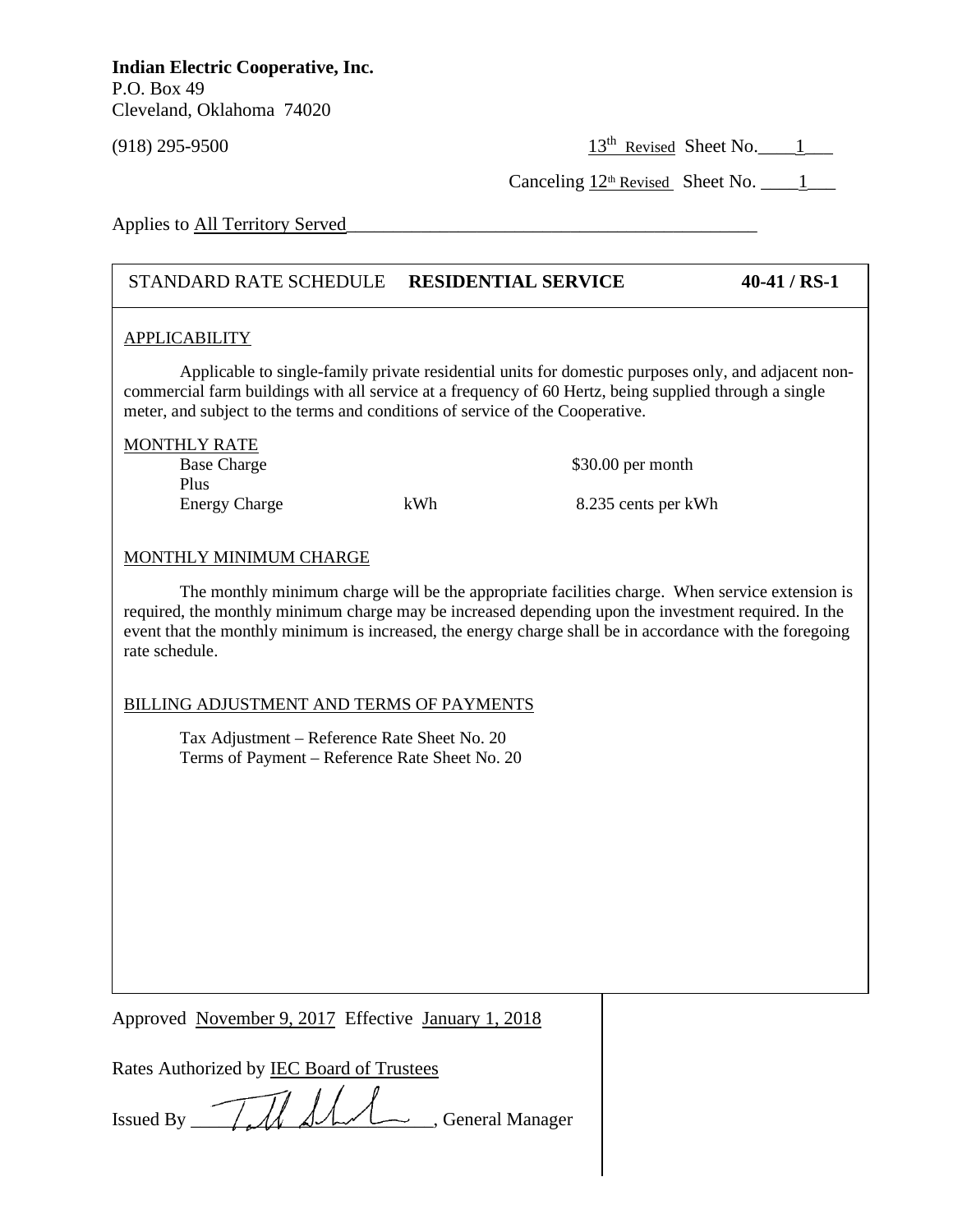**Indian Electric Cooperative, Inc.**
P.O. Box 49
Cleveland, Oklahoma 74020

(918) 295-9500

13th Revised Sheet No. 1

Canceling 12th Revised Sheet No. 1

Applies to All Territory Served

## STANDARD RATE SCHEDULE **RESIDENTIAL SERVICE** **40-41 / RS-1**

### APPLICABILITY

Applicable to single-family private residential units for domestic purposes only, and adjacent non-commercial farm buildings with all service at a frequency of 60 Hertz, being supplied through a single meter, and subject to the terms and conditions of service of the Cooperative.

### MONTHLY RATE

| | | |
|---|---|---|
| Base Charge | | $30.00 per month |
| Plus | | |
| Energy Charge | kWh | 8.235 cents per kWh |

### MONTHLY MINIMUM CHARGE

The monthly minimum charge will be the appropriate facilities charge. When service extension is required, the monthly minimum charge may be increased depending upon the investment required. In the event that the monthly minimum is increased, the energy charge shall be in accordance with the foregoing rate schedule.

### BILLING ADJUSTMENT AND TERMS OF PAYMENTS

Tax Adjustment – Reference Rate Sheet No. 20
Terms of Payment – Reference Rate Sheet No. 20

Approved November 9, 2017 Effective January 1, 2018

Rates Authorized by IEC Board of Trustees

Issued By ____________________, General Manager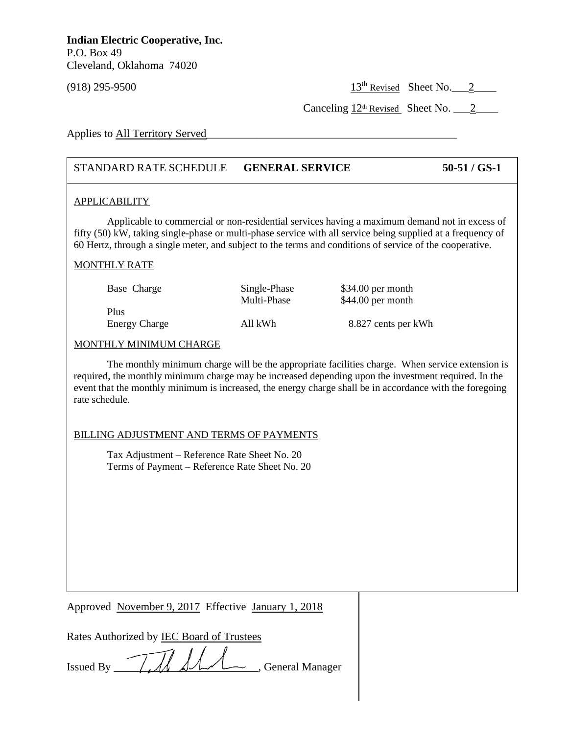**Indian Electric Cooperative, Inc.**
P.O. Box 49
Cleveland, Oklahoma 74020

(918) 295-9500

13th Revised Sheet No. 2

Canceling 12th Revised Sheet No. 2

Applies to All Territory Served

| STANDARD RATE SCHEDULE | **GENERAL SERVICE** | **50-51 / GS-1** |
|---|---|---|

APPLICABILITY

Applicable to commercial or non-residential services having a maximum demand not in excess of fifty (50) kW, taking single-phase or multi-phase service with all service being supplied at a frequency of 60 Hertz, through a single meter, and subject to the terms and conditions of service of the cooperative.

MONTHLY RATE

| | | |
|---|---|---|
| Base Charge | Single-Phase | $34.00 per month |
| | Multi-Phase | $44.00 per month |
| Plus | | |
| Energy Charge | All kWh | 8.827 cents per kWh |

MONTHLY MINIMUM CHARGE

The monthly minimum charge will be the appropriate facilities charge. When service extension is required, the monthly minimum charge may be increased depending upon the investment required. In the event that the monthly minimum is increased, the energy charge shall be in accordance with the foregoing rate schedule.

BILLING ADJUSTMENT AND TERMS OF PAYMENTS

Tax Adjustment – Reference Rate Sheet No. 20
Terms of Payment – Reference Rate Sheet No. 20

Approved November 9, 2017 Effective January 1, 2018

Rates Authorized by IEC Board of Trustees

Issued By ______________________, General Manager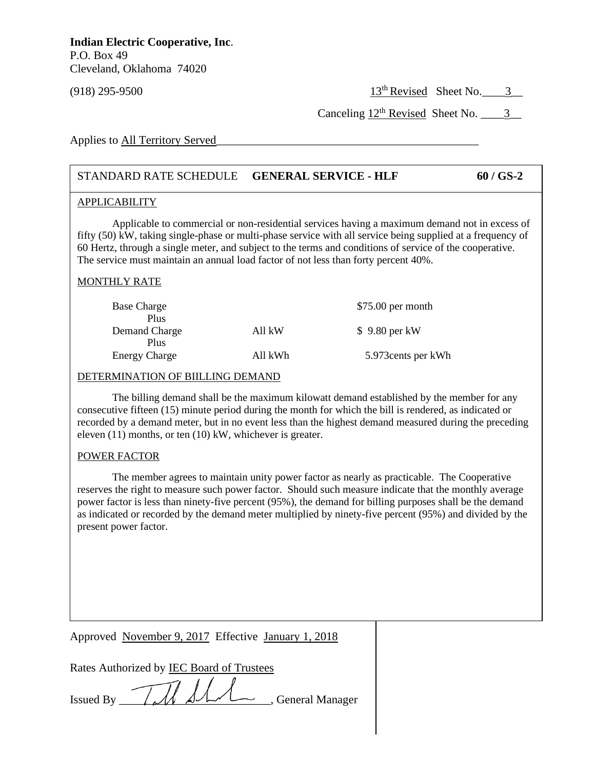**Indian Electric Cooperative, Inc.**
P.O. Box 49
Cleveland, Oklahoma 74020

(918) 295-9500

13th Revised Sheet No. 3

Canceling 12th Revised Sheet No. 3

Applies to All Territory Served

STANDARD RATE SCHEDULE **GENERAL SERVICE - HLF** **60 / GS-2**

APPLICABILITY

Applicable to commercial or non-residential services having a maximum demand not in excess of fifty (50) kW, taking single-phase or multi-phase service with all service being supplied at a frequency of 60 Hertz, through a single meter, and subject to the terms and conditions of service of the cooperative. The service must maintain an annual load factor of not less than forty percent 40%.

MONTHLY RATE

| | | |
|---|---|---|
| Base Charge | | $75.00 per month |
| Plus | | |
| Demand Charge | All kW | $ 9.80 per kW |
| Plus | | |
| Energy Charge | All kWh | 5.973cents per kWh |

DETERMINATION OF BIILLING DEMAND

The billing demand shall be the maximum kilowatt demand established by the member for any consecutive fifteen (15) minute period during the month for which the bill is rendered, as indicated or recorded by a demand meter, but in no event less than the highest demand measured during the preceding eleven (11) months, or ten (10) kW, whichever is greater.

POWER FACTOR

The member agrees to maintain unity power factor as nearly as practicable. The Cooperative reserves the right to measure such power factor. Should such measure indicate that the monthly average power factor is less than ninety-five percent (95%), the demand for billing purposes shall be the demand as indicated or recorded by the demand meter multiplied by ninety-five percent (95%) and divided by the present power factor.

Approved November 9, 2017 Effective January 1, 2018

Rates Authorized by IEC Board of Trustees

Issued By ____________________, General Manager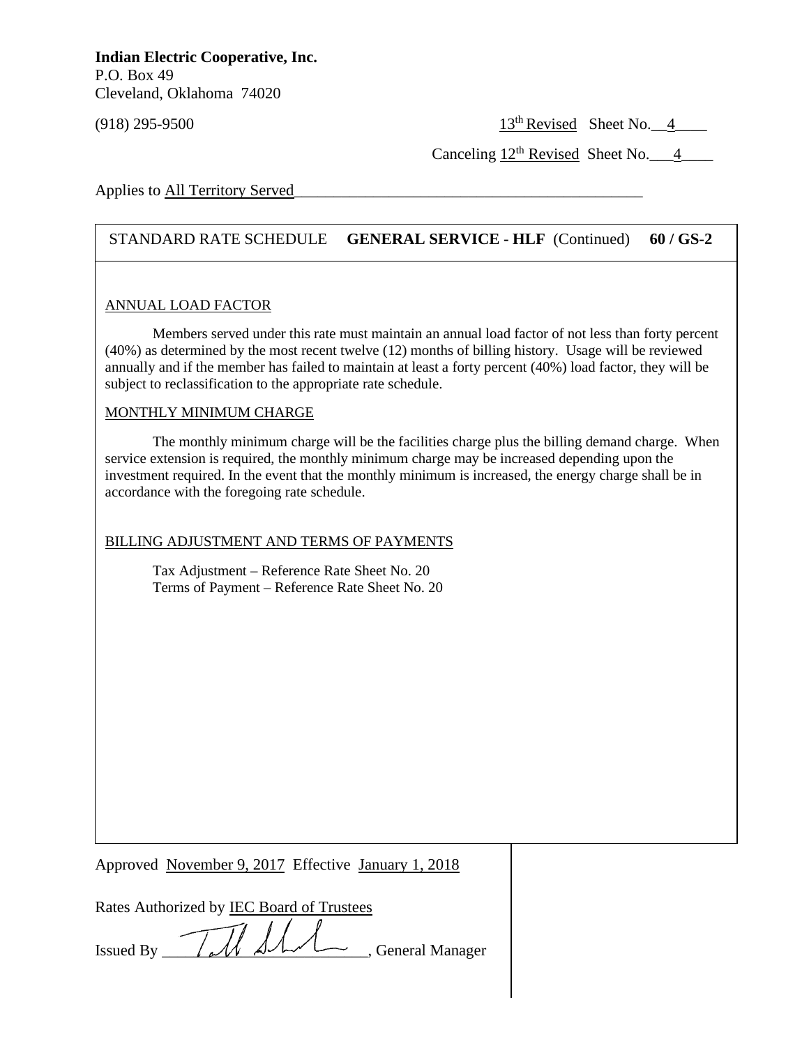**Indian Electric Cooperative, Inc.**
P.O. Box 49
Cleveland, Oklahoma 74020

(918) 295-9500

13th Revised Sheet No. 4

Canceling 12th Revised Sheet No. 4

Applies to All Territory Served

STANDARD RATE SCHEDULE **GENERAL SERVICE - HLF** (Continued) **60 / GS-2**

ANNUAL LOAD FACTOR

Members served under this rate must maintain an annual load factor of not less than forty percent (40%) as determined by the most recent twelve (12) months of billing history. Usage will be reviewed annually and if the member has failed to maintain at least a forty percent (40%) load factor, they will be subject to reclassification to the appropriate rate schedule.

MONTHLY MINIMUM CHARGE

The monthly minimum charge will be the facilities charge plus the billing demand charge. When service extension is required, the monthly minimum charge may be increased depending upon the investment required. In the event that the monthly minimum is increased, the energy charge shall be in accordance with the foregoing rate schedule.

BILLING ADJUSTMENT AND TERMS OF PAYMENTS

Tax Adjustment – Reference Rate Sheet No. 20
Terms of Payment – Reference Rate Sheet No. 20

Approved November 9, 2017 Effective January 1, 2018

Rates Authorized by IEC Board of Trustees

Issued By ______________________, General Manager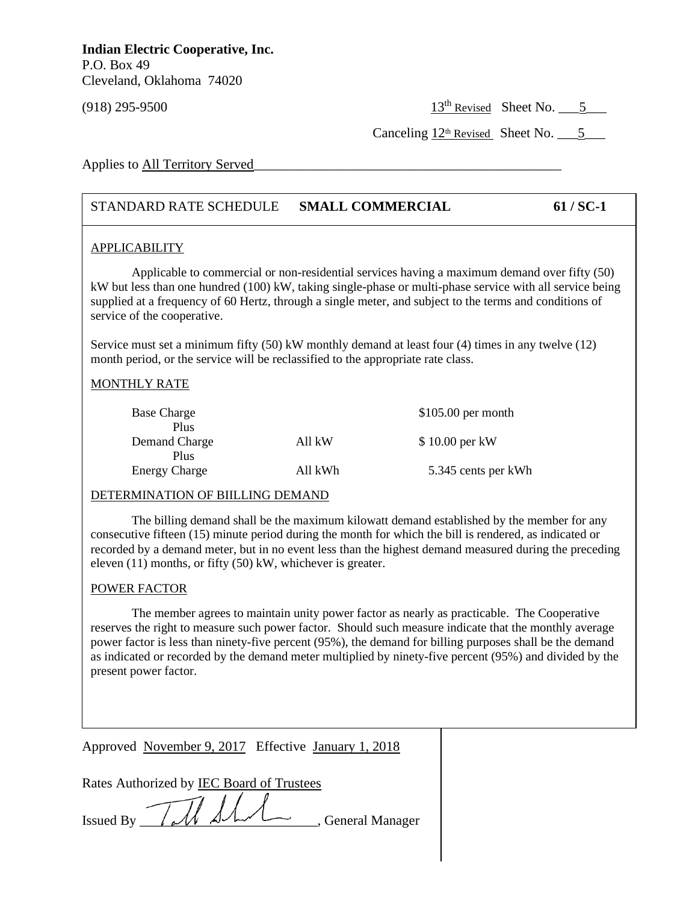**Indian Electric Cooperative, Inc.**
P.O. Box 49
Cleveland, Oklahoma 74020

(918) 295-9500

13th Revised Sheet No. 5

Canceling 12th Revised Sheet No. 5

Applies to All Territory Served

STANDARD RATE SCHEDULE **SMALL COMMERCIAL** **61 / SC-1**

APPLICABILITY

Applicable to commercial or non-residential services having a maximum demand over fifty (50) kW but less than one hundred (100) kW, taking single-phase or multi-phase service with all service being supplied at a frequency of 60 Hertz, through a single meter, and subject to the terms and conditions of service of the cooperative.

Service must set a minimum fifty (50) kW monthly demand at least four (4) times in any twelve (12) month period, or the service will be reclassified to the appropriate rate class.

MONTHLY RATE

| | | |
|---|---|---|
| Base Charge | | $105.00 per month |
| Plus | | |
| Demand Charge | All kW | $ 10.00 per kW |
| Plus | | |
| Energy Charge | All kWh | 5.345 cents per kWh |

DETERMINATION OF BIILLING DEMAND

The billing demand shall be the maximum kilowatt demand established by the member for any consecutive fifteen (15) minute period during the month for which the bill is rendered, as indicated or recorded by a demand meter, but in no event less than the highest demand measured during the preceding eleven (11) months, or fifty (50) kW, whichever is greater.

POWER FACTOR

The member agrees to maintain unity power factor as nearly as practicable. The Cooperative reserves the right to measure such power factor. Should such measure indicate that the monthly average power factor is less than ninety-five percent (95%), the demand for billing purposes shall be the demand as indicated or recorded by the demand meter multiplied by ninety-five percent (95%) and divided by the present power factor.

Approved November 9, 2017 Effective January 1, 2018

Rates Authorized by IEC Board of Trustees

Issued By ________________________, General Manager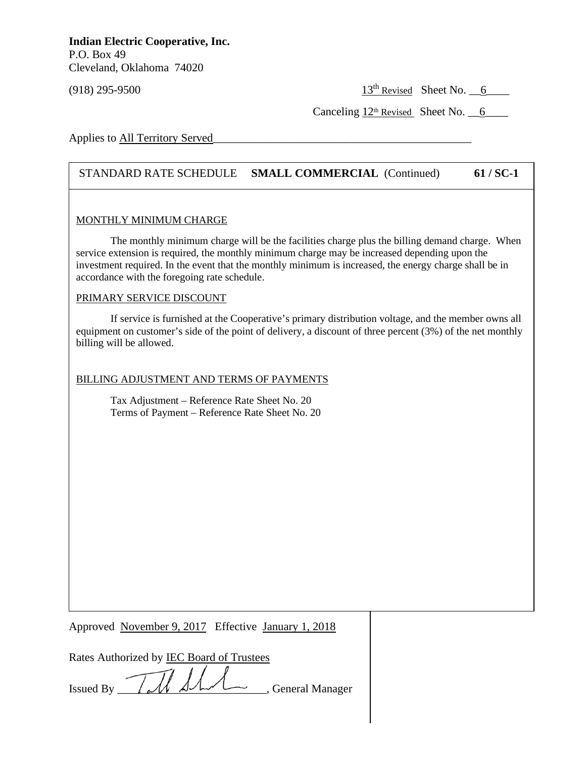**Indian Electric Cooperative, Inc.**
P.O. Box 49
Cleveland, Oklahoma 74020

(918) 295-9500

13th Revised Sheet No. 6

Canceling 12th Revised Sheet No. 6

Applies to All Territory Served

STANDARD RATE SCHEDULE **SMALL COMMERCIAL** (Continued) **61 / SC-1**

MONTHLY MINIMUM CHARGE

The monthly minimum charge will be the facilities charge plus the billing demand charge. When service extension is required, the monthly minimum charge may be increased depending upon the investment required. In the event that the monthly minimum is increased, the energy charge shall be in accordance with the foregoing rate schedule.

PRIMARY SERVICE DISCOUNT

If service is furnished at the Cooperative's primary distribution voltage, and the member owns all equipment on customer's side of the point of delivery, a discount of three percent (3%) of the net monthly billing will be allowed.

BILLING ADJUSTMENT AND TERMS OF PAYMENTS

Tax Adjustment – Reference Rate Sheet No. 20
Terms of Payment – Reference Rate Sheet No. 20

Approved November 9, 2017 Effective January 1, 2018

Rates Authorized by IEC Board of Trustees

Issued By ______________________, General Manager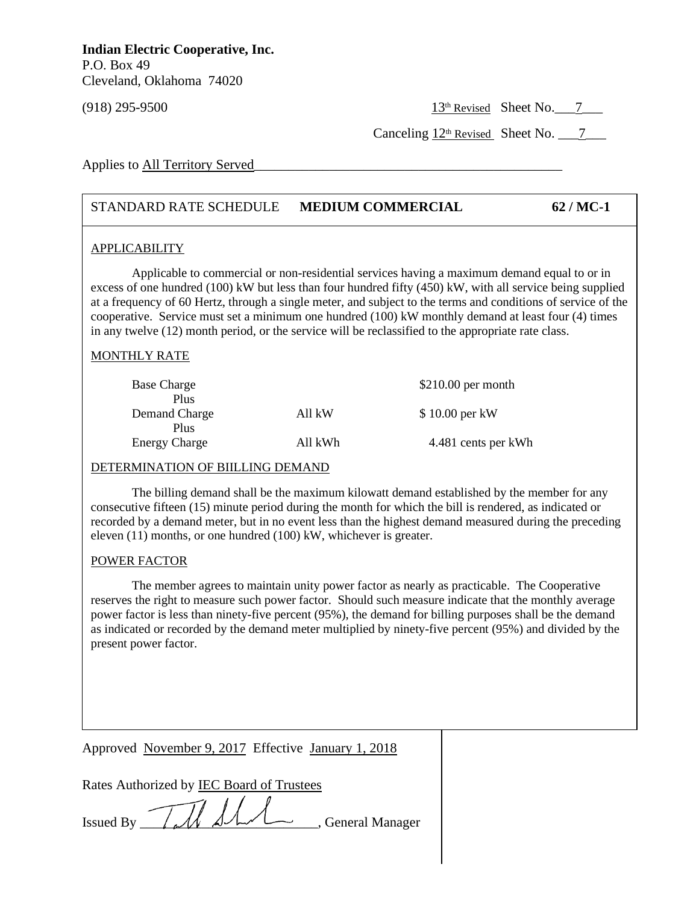**Indian Electric Cooperative, Inc.**
P.O. Box 49
Cleveland, Oklahoma 74020

(918) 295-9500

13th Revised Sheet No. 7

Canceling 12th Revised Sheet No. 7

Applies to All Territory Served

STANDARD RATE SCHEDULE **MEDIUM COMMERCIAL** **62 / MC-1**

## APPLICABILITY

Applicable to commercial or non-residential services having a maximum demand equal to or in excess of one hundred (100) kW but less than four hundred fifty (450) kW, with all service being supplied at a frequency of 60 Hertz, through a single meter, and subject to the terms and conditions of service of the cooperative. Service must set a minimum one hundred (100) kW monthly demand at least four (4) times in any twelve (12) month period, or the service will be reclassified to the appropriate rate class.

## MONTHLY RATE

| | | |
|---|---|---|
| Base Charge | | $210.00 per month |
| Plus | | |
| Demand Charge | All kW | $ 10.00 per kW |
| Plus | | |
| Energy Charge | All kWh | 4.481 cents per kWh |

## DETERMINATION OF BIILLING DEMAND

The billing demand shall be the maximum kilowatt demand established by the member for any consecutive fifteen (15) minute period during the month for which the bill is rendered, as indicated or recorded by a demand meter, but in no event less than the highest demand measured during the preceding eleven (11) months, or one hundred (100) kW, whichever is greater.

## POWER FACTOR

The member agrees to maintain unity power factor as nearly as practicable. The Cooperative reserves the right to measure such power factor. Should such measure indicate that the monthly average power factor is less than ninety-five percent (95%), the demand for billing purposes shall be the demand as indicated or recorded by the demand meter multiplied by ninety-five percent (95%) and divided by the present power factor.

Approved November 9, 2017 Effective January 1, 2018

Rates Authorized by IEC Board of Trustees

Issued By ______________________, General Manager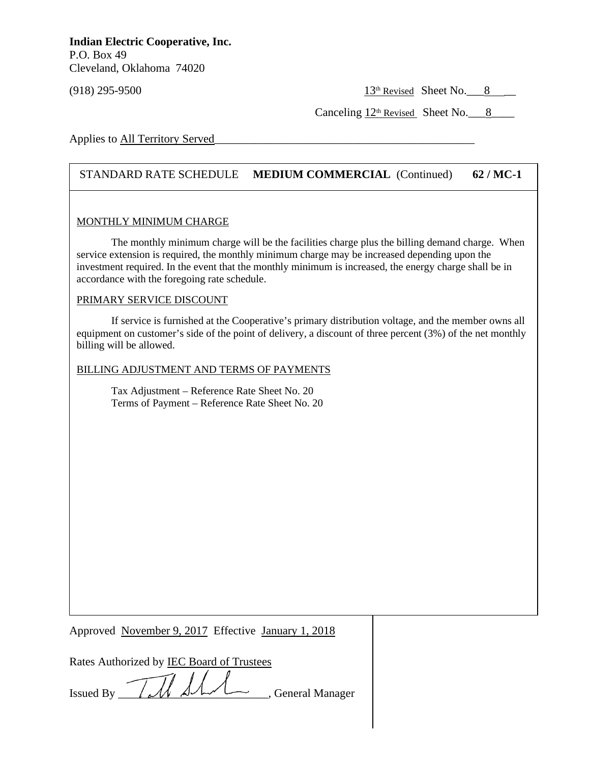**Indian Electric Cooperative, Inc.**
P.O. Box 49
Cleveland, Oklahoma 74020

(918) 295-9500

13th Revised Sheet No. 8

Canceling 12th Revised Sheet No. 8

Applies to All Territory Served

STANDARD RATE SCHEDULE **MEDIUM COMMERCIAL** (Continued) **62 / MC-1**

MONTHLY MINIMUM CHARGE

The monthly minimum charge will be the facilities charge plus the billing demand charge. When service extension is required, the monthly minimum charge may be increased depending upon the investment required. In the event that the monthly minimum is increased, the energy charge shall be in accordance with the foregoing rate schedule.

PRIMARY SERVICE DISCOUNT

If service is furnished at the Cooperative's primary distribution voltage, and the member owns all equipment on customer's side of the point of delivery, a discount of three percent (3%) of the net monthly billing will be allowed.

BILLING ADJUSTMENT AND TERMS OF PAYMENTS

Tax Adjustment – Reference Rate Sheet No. 20
Terms of Payment – Reference Rate Sheet No. 20

Approved November 9, 2017 Effective January 1, 2018

Rates Authorized by IEC Board of Trustees

Issued By ________________________, General Manager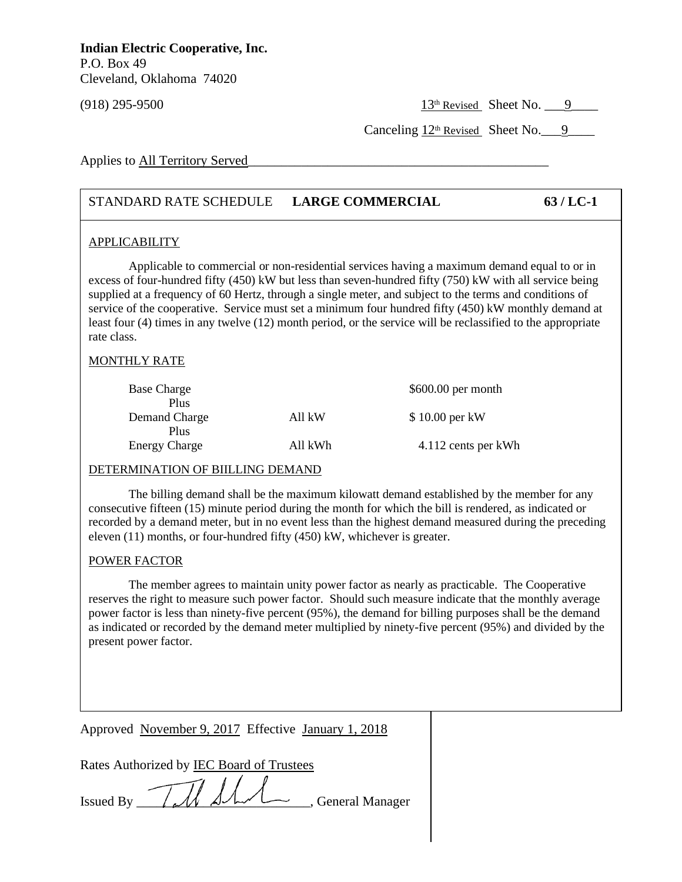**Indian Electric Cooperative, Inc.**
P.O. Box 49
Cleveland, Oklahoma 74020

(918) 295-9500

13th Revised Sheet No. 9

Canceling 12th Revised Sheet No. 9

Applies to All Territory Served

## STANDARD RATE SCHEDULE **LARGE COMMERCIAL** **63 / LC-1**

### APPLICABILITY

Applicable to commercial or non-residential services having a maximum demand equal to or in excess of four-hundred fifty (450) kW but less than seven-hundred fifty (750) kW with all service being supplied at a frequency of 60 Hertz, through a single meter, and subject to the terms and conditions of service of the cooperative. Service must set a minimum four hundred fifty (450) kW monthly demand at least four (4) times in any twelve (12) month period, or the service will be reclassified to the appropriate rate class.

### MONTHLY RATE

| | | |
|---|---|---|
| Base Charge | | $600.00 per month |
| Plus | | |
| Demand Charge | All kW | $ 10.00 per kW |
| Plus | | |
| Energy Charge | All kWh | 4.112 cents per kWh |

### DETERMINATION OF BIILLING DEMAND

The billing demand shall be the maximum kilowatt demand established by the member for any consecutive fifteen (15) minute period during the month for which the bill is rendered, as indicated or recorded by a demand meter, but in no event less than the highest demand measured during the preceding eleven (11) months, or four-hundred fifty (450) kW, whichever is greater.

### POWER FACTOR

The member agrees to maintain unity power factor as nearly as practicable. The Cooperative reserves the right to measure such power factor. Should such measure indicate that the monthly average power factor is less than ninety-five percent (95%), the demand for billing purposes shall be the demand as indicated or recorded by the demand meter multiplied by ninety-five percent (95%) and divided by the present power factor.

Approved November 9, 2017 Effective January 1, 2018

Rates Authorized by IEC Board of Trustees

Issued By ____________________, General Manager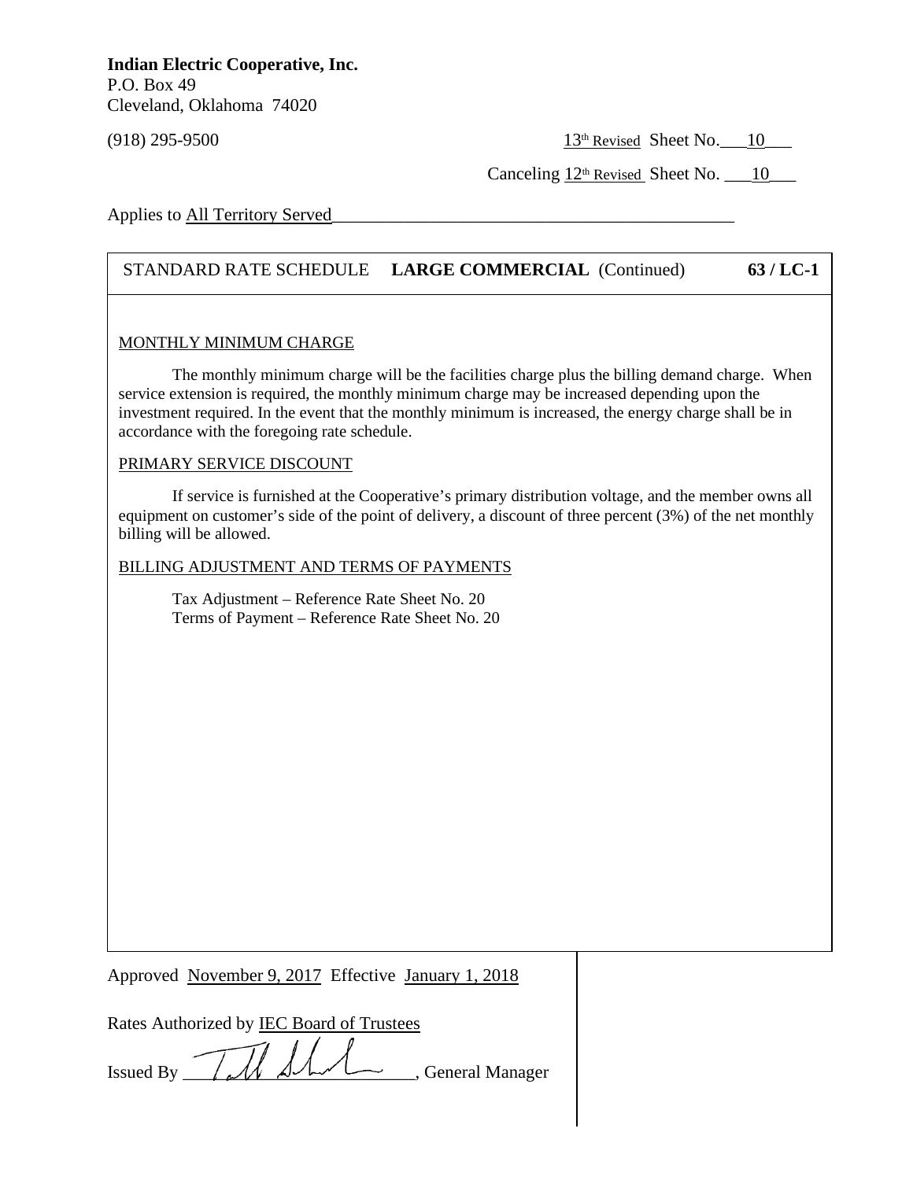**Indian Electric Cooperative, Inc.**
P.O. Box 49
Cleveland, Oklahoma 74020

(918) 295-9500

13th Revised Sheet No. 10

Canceling 12th Revised Sheet No. 10

Applies to All Territory Served

STANDARD RATE SCHEDULE **LARGE COMMERCIAL** (Continued) **63 / LC-1**

MONTHLY MINIMUM CHARGE

The monthly minimum charge will be the facilities charge plus the billing demand charge. When service extension is required, the monthly minimum charge may be increased depending upon the investment required. In the event that the monthly minimum is increased, the energy charge shall be in accordance with the foregoing rate schedule.

PRIMARY SERVICE DISCOUNT

If service is furnished at the Cooperative's primary distribution voltage, and the member owns all equipment on customer's side of the point of delivery, a discount of three percent (3%) of the net monthly billing will be allowed.

BILLING ADJUSTMENT AND TERMS OF PAYMENTS

Tax Adjustment – Reference Rate Sheet No. 20
Terms of Payment – Reference Rate Sheet No. 20

Approved November 9, 2017 Effective January 1, 2018

Rates Authorized by IEC Board of Trustees

Issued By ________________________, General Manager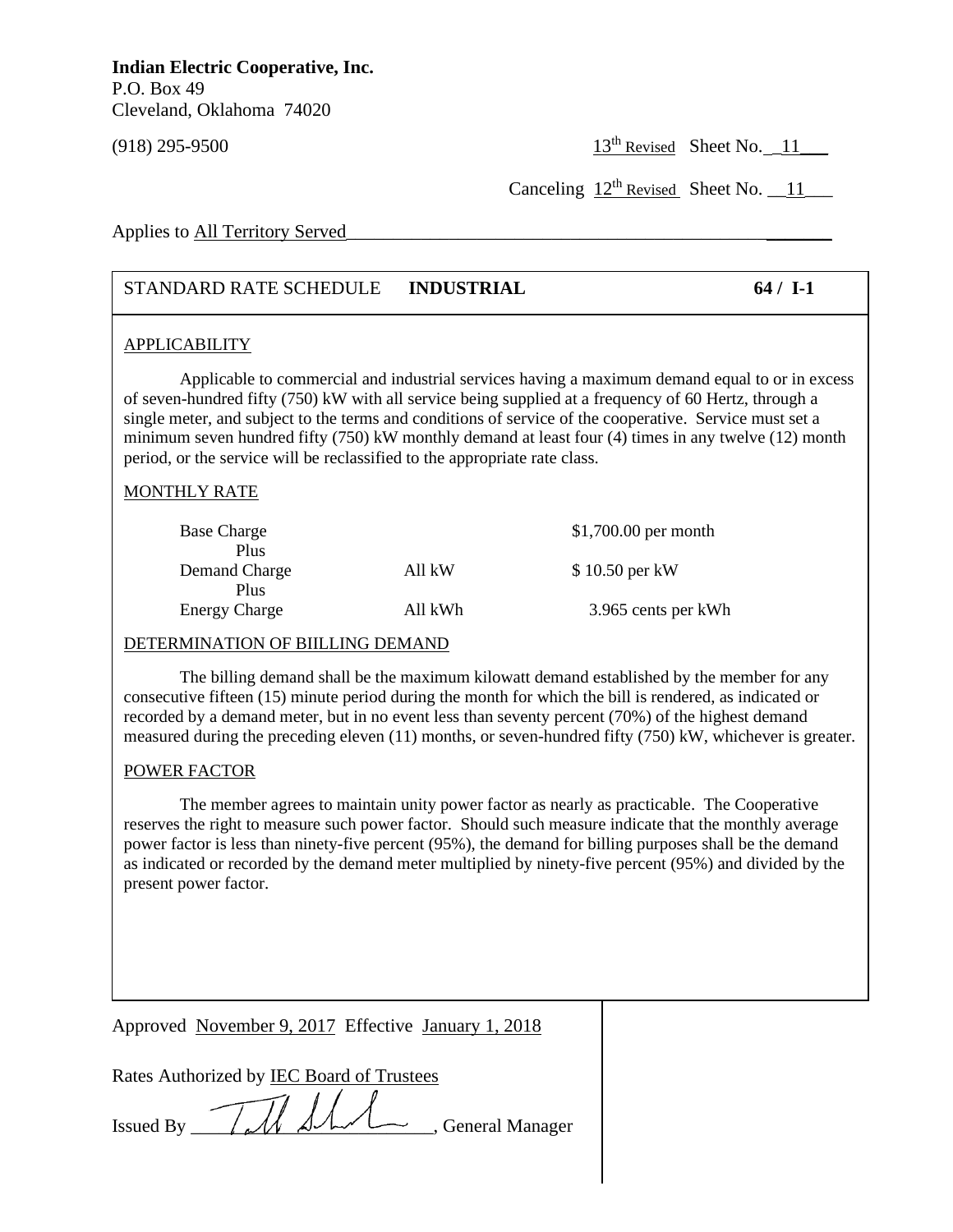**Indian Electric Cooperative, Inc.**
P.O. Box 49
Cleveland, Oklahoma 74020

(918) 295-9500

13th Revised Sheet No. 11

Canceling 12th Revised Sheet No. 11

Applies to All Territory Served

STANDARD RATE SCHEDULE **INDUSTRIAL** **64 / I-1**

APPLICABILITY

Applicable to commercial and industrial services having a maximum demand equal to or in excess of seven-hundred fifty (750) kW with all service being supplied at a frequency of 60 Hertz, through a single meter, and subject to the terms and conditions of service of the cooperative. Service must set a minimum seven hundred fifty (750) kW monthly demand at least four (4) times in any twelve (12) month period, or the service will be reclassified to the appropriate rate class.

MONTHLY RATE

| | | |
|---|---|---|
| Base Charge | | $1,700.00 per month |
| Plus | | |
| Demand Charge | All kW | $ 10.50 per kW |
| Plus | | |
| Energy Charge | All kWh | 3.965 cents per kWh |

DETERMINATION OF BIILLING DEMAND

The billing demand shall be the maximum kilowatt demand established by the member for any consecutive fifteen (15) minute period during the month for which the bill is rendered, as indicated or recorded by a demand meter, but in no event less than seventy percent (70%) of the highest demand measured during the preceding eleven (11) months, or seven-hundred fifty (750) kW, whichever is greater.

POWER FACTOR

The member agrees to maintain unity power factor as nearly as practicable. The Cooperative reserves the right to measure such power factor. Should such measure indicate that the monthly average power factor is less than ninety-five percent (95%), the demand for billing purposes shall be the demand as indicated or recorded by the demand meter multiplied by ninety-five percent (95%) and divided by the present power factor.

Approved November 9, 2017 Effective January 1, 2018

Rates Authorized by IEC Board of Trustees

Issued By ______________________, General Manager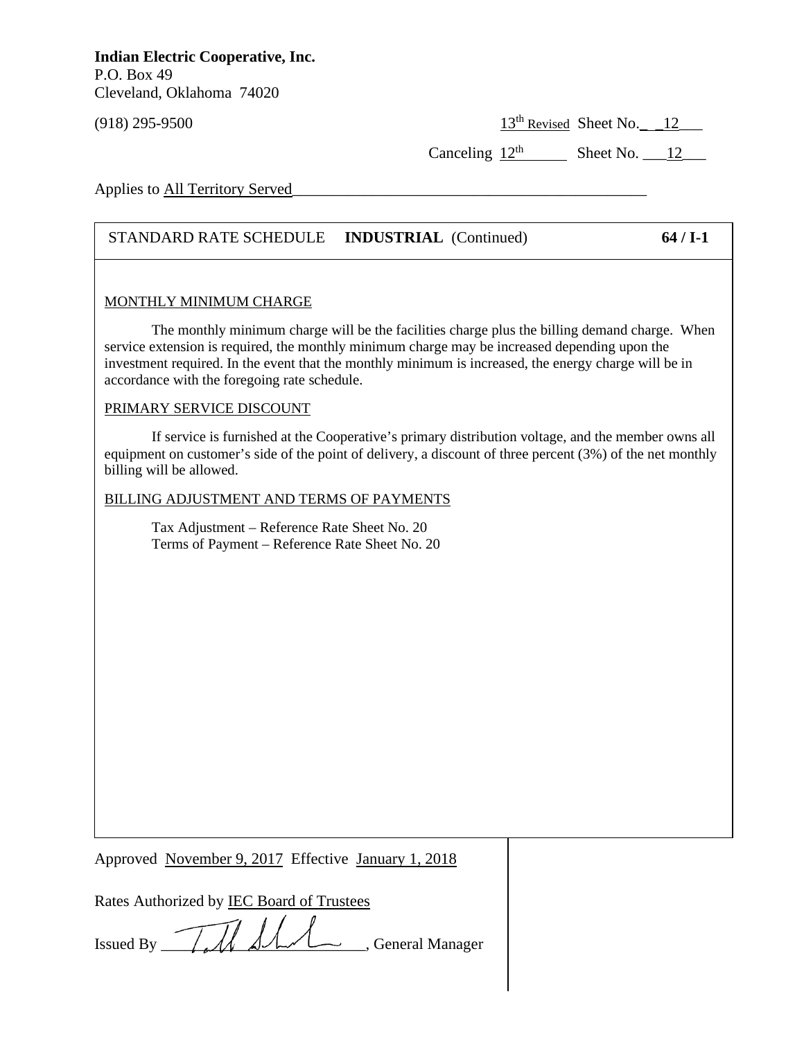**Indian Electric Cooperative, Inc.**
P.O. Box 49
Cleveland, Oklahoma 74020

(918) 295-9500

13th Revised Sheet No. 12

Canceling 12th Sheet No. 12

Applies to All Territory Served

STANDARD RATE SCHEDULE **INDUSTRIAL** (Continued) **64 / I-1**

MONTHLY MINIMUM CHARGE

The monthly minimum charge will be the facilities charge plus the billing demand charge. When service extension is required, the monthly minimum charge may be increased depending upon the investment required. In the event that the monthly minimum is increased, the energy charge will be in accordance with the foregoing rate schedule.

PRIMARY SERVICE DISCOUNT

If service is furnished at the Cooperative's primary distribution voltage, and the member owns all equipment on customer's side of the point of delivery, a discount of three percent (3%) of the net monthly billing will be allowed.

BILLING ADJUSTMENT AND TERMS OF PAYMENTS

Tax Adjustment – Reference Rate Sheet No. 20
Terms of Payment – Reference Rate Sheet No. 20

Approved November 9, 2017 Effective January 1, 2018

Rates Authorized by IEC Board of Trustees

Issued By ____________, General Manager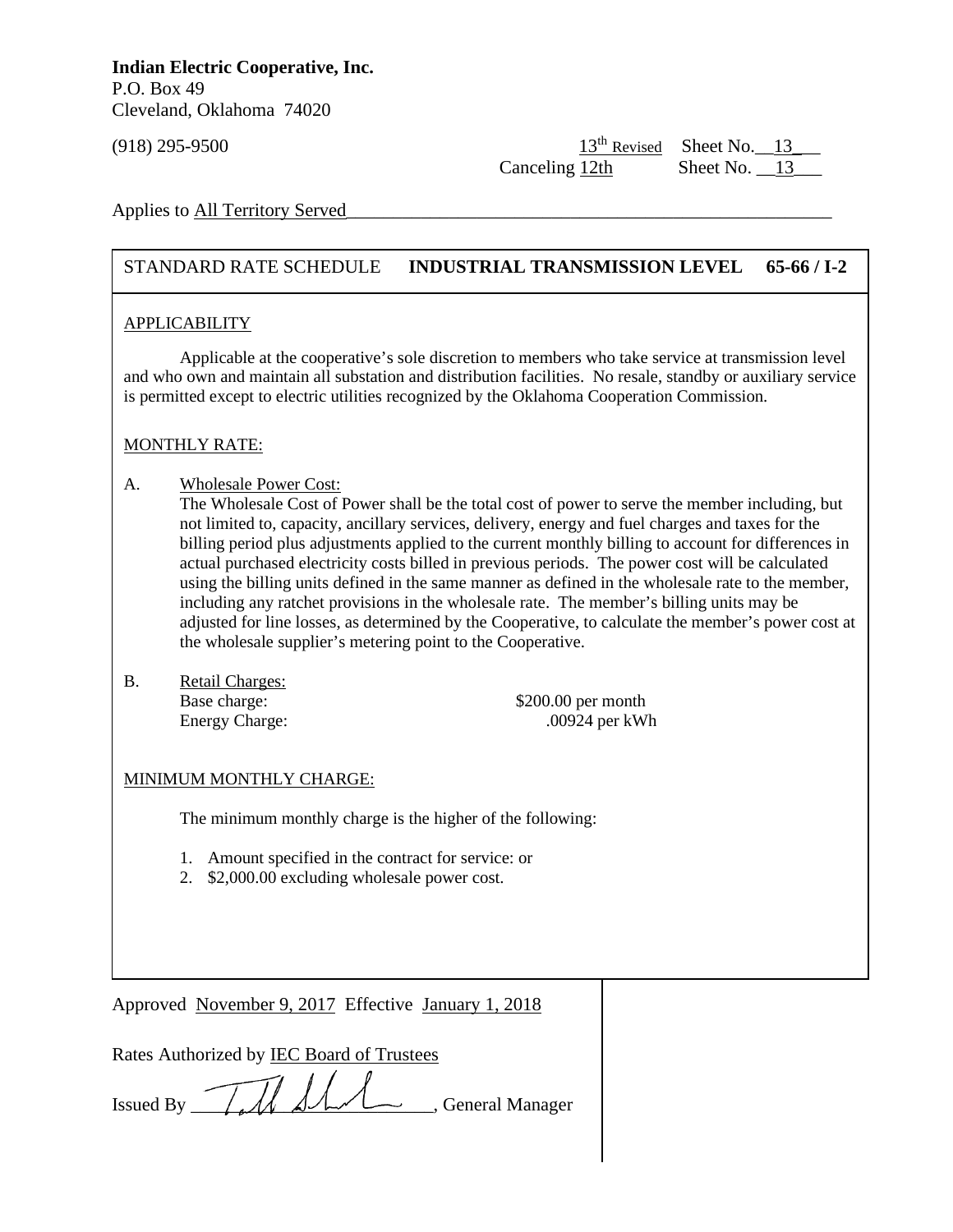**Indian Electric Cooperative, Inc.**
P.O. Box 49
Cleveland, Oklahoma 74020

(918) 295-9500

13th Revised Sheet No. 13
Canceling 12th Sheet No. 13

Applies to All Territory Served

STANDARD RATE SCHEDULE **INDUSTRIAL TRANSMISSION LEVEL 65-66 / I-2**

APPLICABILITY

Applicable at the cooperative's sole discretion to members who take service at transmission level and who own and maintain all substation and distribution facilities. No resale, standby or auxiliary service is permitted except to electric utilities recognized by the Oklahoma Cooperation Commission.

MONTHLY RATE:

A. Wholesale Power Cost:
The Wholesale Cost of Power shall be the total cost of power to serve the member including, but not limited to, capacity, ancillary services, delivery, energy and fuel charges and taxes for the billing period plus adjustments applied to the current monthly billing to account for differences in actual purchased electricity costs billed in previous periods. The power cost will be calculated using the billing units defined in the same manner as defined in the wholesale rate to the member, including any ratchet provisions in the wholesale rate. The member's billing units may be adjusted for line losses, as determined by the Cooperative, to calculate the member's power cost at the wholesale supplier's metering point to the Cooperative.

B. Retail Charges:

| | |
|---|---|
| Base charge: | $200.00 per month |
| Energy Charge: | .00924 per kWh |

MINIMUM MONTHLY CHARGE:

The minimum monthly charge is the higher of the following:

1. Amount specified in the contract for service: or
2. $2,000.00 excluding wholesale power cost.

Approved November 9, 2017 Effective January 1, 2018

Rates Authorized by IEC Board of Trustees

Issued By \_\_\_\_\_\_\_\_\_\_\_\_\_\_\_\_, General Manager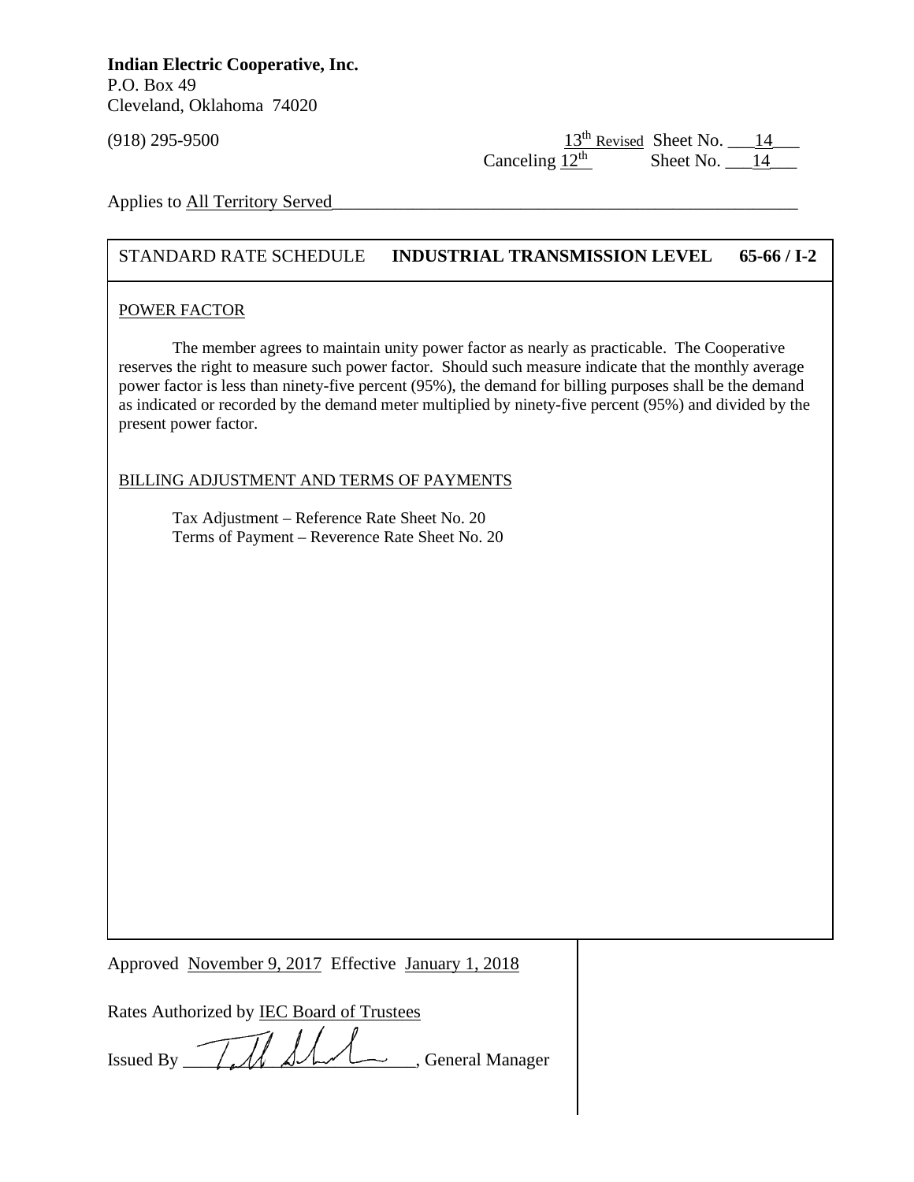**Indian Electric Cooperative, Inc.**
P.O. Box 49
Cleveland, Oklahoma 74020

(918) 295-9500

13th Revised Sheet No. 14
Canceling 12th Sheet No. 14

Applies to All Territory Served

STANDARD RATE SCHEDULE **INDUSTRIAL TRANSMISSION LEVEL** **65-66 / I-2**

POWER FACTOR

The member agrees to maintain unity power factor as nearly as practicable. The Cooperative reserves the right to measure such power factor. Should such measure indicate that the monthly average power factor is less than ninety-five percent (95%), the demand for billing purposes shall be the demand as indicated or recorded by the demand meter multiplied by ninety-five percent (95%) and divided by the present power factor.

BILLING ADJUSTMENT AND TERMS OF PAYMENTS

Tax Adjustment – Reference Rate Sheet No. 20
Terms of Payment – Reverence Rate Sheet No. 20

Approved November 9, 2017 Effective January 1, 2018

Rates Authorized by IEC Board of Trustees

Issued By ______________________, General Manager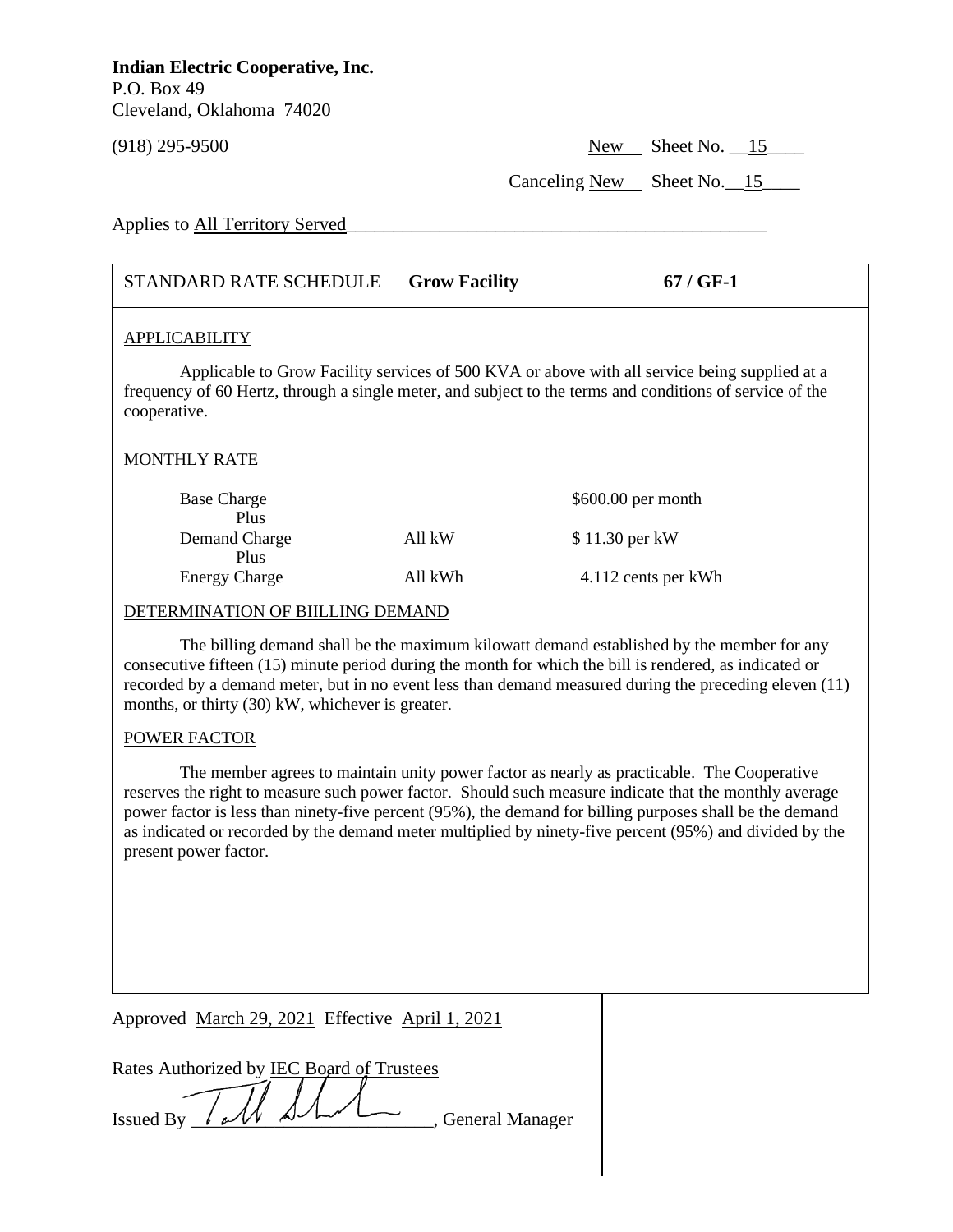**Indian Electric Cooperative, Inc.**
P.O. Box 49
Cleveland, Oklahoma 74020

(918) 295-9500

New Sheet No. 15

Canceling New Sheet No. 15

Applies to All Territory Served

STANDARD RATE SCHEDULE **Grow Facility** **67 / GF-1**

APPLICABILITY

Applicable to Grow Facility services of 500 KVA or above with all service being supplied at a frequency of 60 Hertz, through a single meter, and subject to the terms and conditions of service of the cooperative.

MONTHLY RATE

| | | |
|---|---|---|
| Base Charge | | $600.00 per month |
| Plus | | |
| Demand Charge | All kW | $ 11.30 per kW |
| Plus | | |
| Energy Charge | All kWh | 4.112 cents per kWh |

DETERMINATION OF BIILLING DEMAND

The billing demand shall be the maximum kilowatt demand established by the member for any consecutive fifteen (15) minute period during the month for which the bill is rendered, as indicated or recorded by a demand meter, but in no event less than demand measured during the preceding eleven (11) months, or thirty (30) kW, whichever is greater.

POWER FACTOR

The member agrees to maintain unity power factor as nearly as practicable. The Cooperative reserves the right to measure such power factor. Should such measure indicate that the monthly average power factor is less than ninety-five percent (95%), the demand for billing purposes shall be the demand as indicated or recorded by the demand meter multiplied by ninety-five percent (95%) and divided by the present power factor.

Approved March 29, 2021 Effective April 1, 2021

Rates Authorized by IEC Board of Trustees

Issued By ________________________, General Manager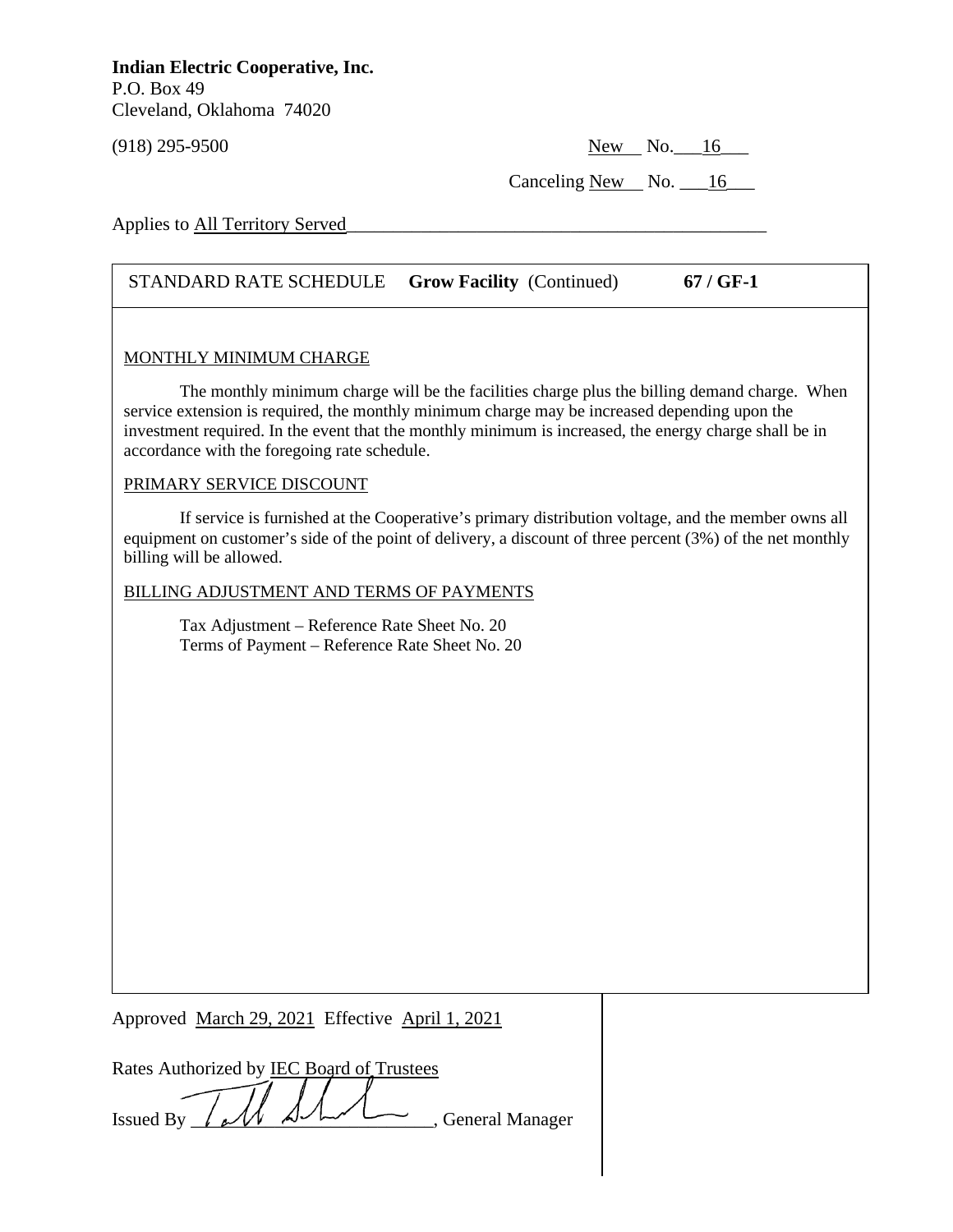**Indian Electric Cooperative, Inc.**
P.O. Box 49
Cleveland, Oklahoma 74020

(918) 295-9500

New No. 16

Canceling New No. 16

Applies to All Territory Served

STANDARD RATE SCHEDULE **Grow Facility** (Continued) **67 / GF-1**

MONTHLY MINIMUM CHARGE

The monthly minimum charge will be the facilities charge plus the billing demand charge. When service extension is required, the monthly minimum charge may be increased depending upon the investment required. In the event that the monthly minimum is increased, the energy charge shall be in accordance with the foregoing rate schedule.

PRIMARY SERVICE DISCOUNT

If service is furnished at the Cooperative's primary distribution voltage, and the member owns all equipment on customer's side of the point of delivery, a discount of three percent (3%) of the net monthly billing will be allowed.

BILLING ADJUSTMENT AND TERMS OF PAYMENTS

Tax Adjustment – Reference Rate Sheet No. 20
Terms of Payment – Reference Rate Sheet No. 20

Approved March 29, 2021 Effective April 1, 2021

Rates Authorized by IEC Board of Trustees

Issued By ______________________, General Manager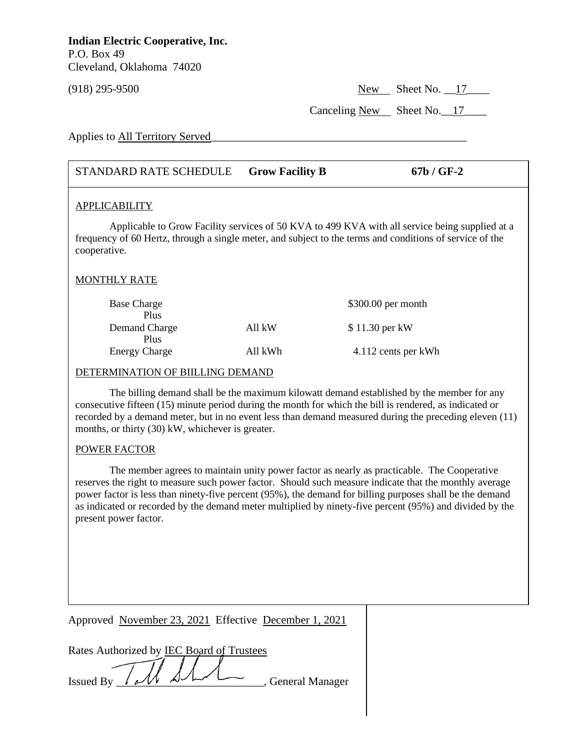**Indian Electric Cooperative, Inc.**
P.O. Box 49
Cleveland, Oklahoma 74020

(918) 295-9500 New Sheet No. 17

Canceling New Sheet No. 17

Applies to All Territory Served

| STANDARD RATE SCHEDULE | **Grow Facility B** | **67b / GF-2** |
|---|---|---|

APPLICABILITY

Applicable to Grow Facility services of 50 KVA to 499 KVA with all service being supplied at a frequency of 60 Hertz, through a single meter, and subject to the terms and conditions of service of the cooperative.

MONTHLY RATE

| | | |
|---|---|---|
| Base Charge | | $300.00 per month |
| Plus | | |
| Demand Charge | All kW | $ 11.30 per kW |
| Plus | | |
| Energy Charge | All kWh | 4.112 cents per kWh |

DETERMINATION OF BIILLING DEMAND

The billing demand shall be the maximum kilowatt demand established by the member for any consecutive fifteen (15) minute period during the month for which the bill is rendered, as indicated or recorded by a demand meter, but in no event less than demand measured during the preceding eleven (11) months, or thirty (30) kW, whichever is greater.

POWER FACTOR

The member agrees to maintain unity power factor as nearly as practicable. The Cooperative reserves the right to measure such power factor. Should such measure indicate that the monthly average power factor is less than ninety-five percent (95%), the demand for billing purposes shall be the demand as indicated or recorded by the demand meter multiplied by ninety-five percent (95%) and divided by the present power factor.

Approved November 23, 2021 Effective December 1, 2021

Rates Authorized by IEC Board of Trustees

Issued By ______________________, General Manager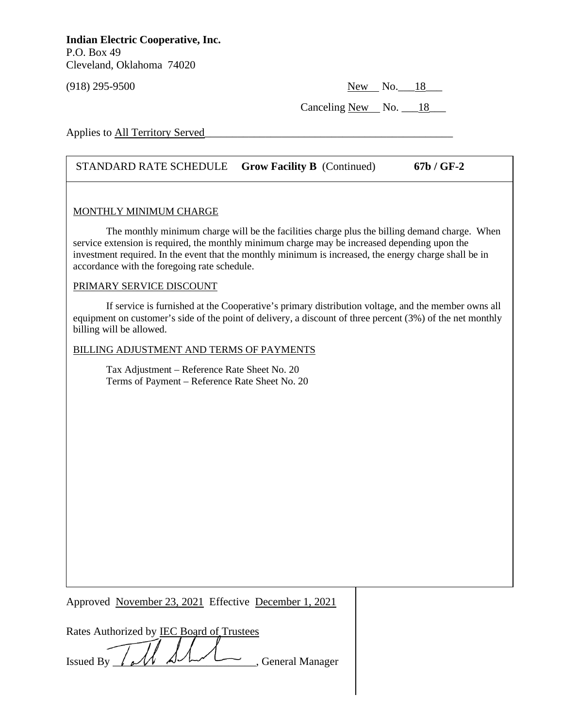**Indian Electric Cooperative, Inc.**
P.O. Box 49
Cleveland, Oklahoma 74020

(918) 295-9500

New No. 18

Canceling New No. 18

Applies to All Territory Served

STANDARD RATE SCHEDULE **Grow Facility B** (Continued) **67b / GF-2**

MONTHLY MINIMUM CHARGE

The monthly minimum charge will be the facilities charge plus the billing demand charge. When service extension is required, the monthly minimum charge may be increased depending upon the investment required. In the event that the monthly minimum is increased, the energy charge shall be in accordance with the foregoing rate schedule.

PRIMARY SERVICE DISCOUNT

If service is furnished at the Cooperative's primary distribution voltage, and the member owns all equipment on customer's side of the point of delivery, a discount of three percent (3%) of the net monthly billing will be allowed.

BILLING ADJUSTMENT AND TERMS OF PAYMENTS

Tax Adjustment – Reference Rate Sheet No. 20
Terms of Payment – Reference Rate Sheet No. 20

Approved November 23, 2021 Effective December 1, 2021

Rates Authorized by IEC Board of Trustees

Issued By ________________________, General Manager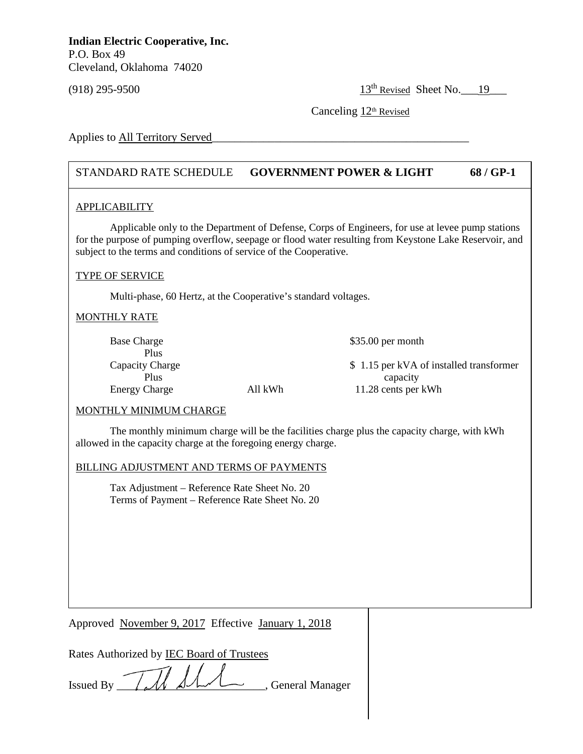**Indian Electric Cooperative, Inc.**
P.O. Box 49
Cleveland, Oklahoma 74020

(918) 295-9500

13th Revised Sheet No. 19

Canceling 12th Revised

Applies to All Territory Served

| STANDARD RATE SCHEDULE | **GOVERNMENT POWER & LIGHT** | **68 / GP-1** |
|---|---|---|

## APPLICABILITY

Applicable only to the Department of Defense, Corps of Engineers, for use at levee pump stations for the purpose of pumping overflow, seepage or flood water resulting from Keystone Lake Reservoir, and subject to the terms and conditions of service of the Cooperative.

## TYPE OF SERVICE

Multi-phase, 60 Hertz, at the Cooperative's standard voltages.

## MONTHLY RATE

| | | |
|---|---|---|
| Base Charge | | $35.00 per month |
| Plus | | |
| Capacity Charge | | $ 1.15 per kVA of installed transformer capacity |
| Plus | | |
| Energy Charge | All kWh | 11.28 cents per kWh |

## MONTHLY MINIMUM CHARGE

The monthly minimum charge will be the facilities charge plus the capacity charge, with kWh allowed in the capacity charge at the foregoing energy charge.

## BILLING ADJUSTMENT AND TERMS OF PAYMENTS

Tax Adjustment – Reference Rate Sheet No. 20
Terms of Payment – Reference Rate Sheet No. 20

Approved November 9, 2017 Effective January 1, 2018

Rates Authorized by IEC Board of Trustees

Issued By [signature], General Manager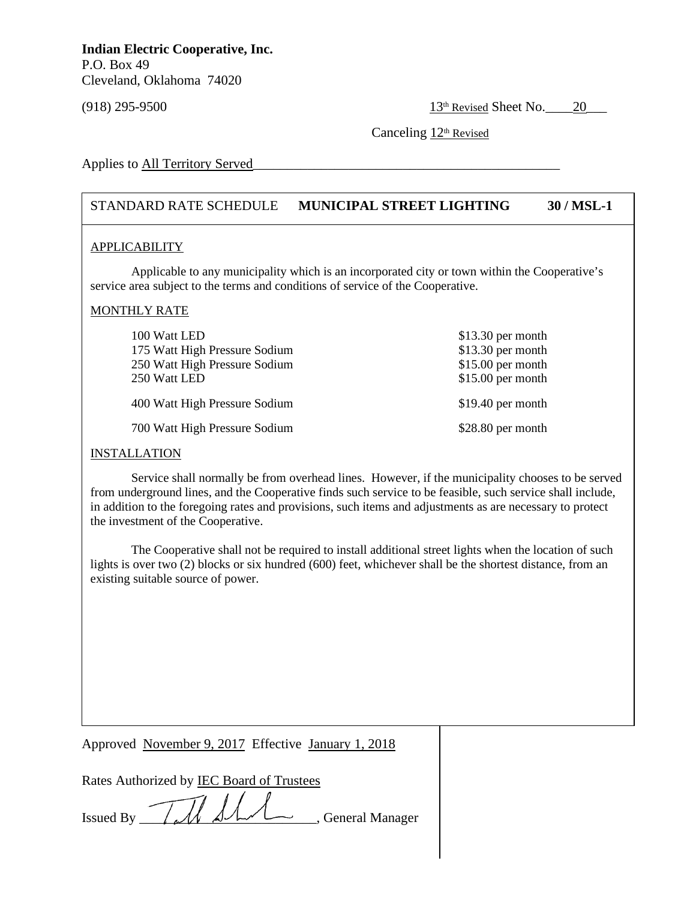**Indian Electric Cooperative, Inc.**
P.O. Box 49
Cleveland, Oklahoma 74020

(918) 295-9500

13th Revised Sheet No. 20

Canceling 12th Revised

Applies to All Territory Served

STANDARD RATE SCHEDULE **MUNICIPAL STREET LIGHTING** **30 / MSL-1**

## APPLICABILITY

Applicable to any municipality which is an incorporated city or town within the Cooperative's service area subject to the terms and conditions of service of the Cooperative.

## MONTHLY RATE

| | |
|---|---|
| 100 Watt LED | $13.30 per month |
| 175 Watt High Pressure Sodium | $13.30 per month |
| 250 Watt High Pressure Sodium | $15.00 per month |
| 250 Watt LED | $15.00 per month |
| 400 Watt High Pressure Sodium | $19.40 per month |
| 700 Watt High Pressure Sodium | $28.80 per month |

## INSTALLATION

Service shall normally be from overhead lines. However, if the municipality chooses to be served from underground lines, and the Cooperative finds such service to be feasible, such service shall include, in addition to the foregoing rates and provisions, such items and adjustments as are necessary to protect the investment of the Cooperative.

The Cooperative shall not be required to install additional street lights when the location of such lights is over two (2) blocks or six hundred (600) feet, whichever shall be the shortest distance, from an existing suitable source of power.

Approved November 9, 2017 Effective January 1, 2018

Rates Authorized by IEC Board of Trustees

Issued By ______________________, General Manager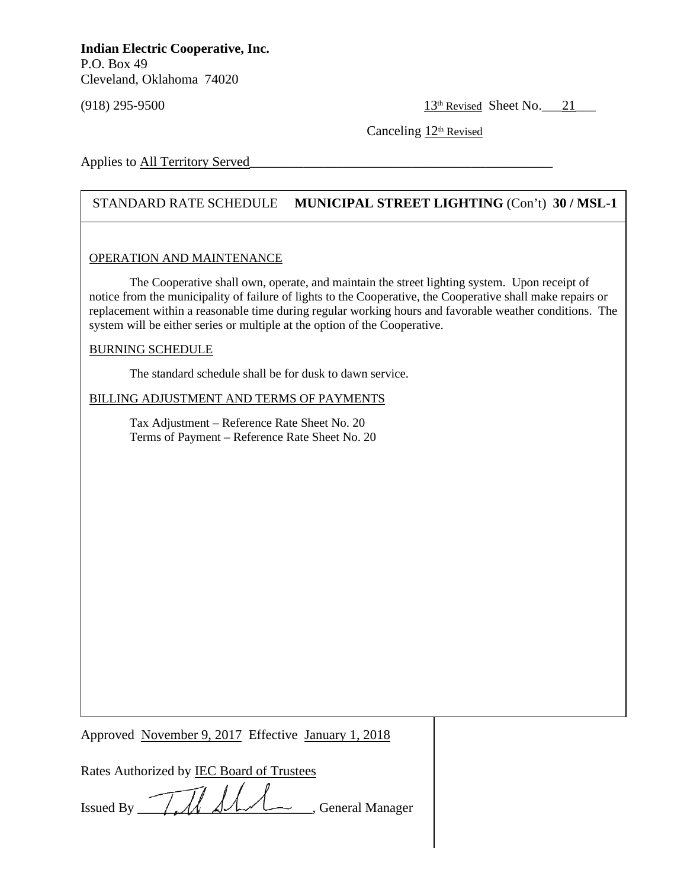**Indian Electric Cooperative, Inc.**
P.O. Box 49
Cleveland, Oklahoma 74020

(918) 295-9500

13th Revised Sheet No. 21

Canceling 12th Revised

Applies to All Territory Served

STANDARD RATE SCHEDULE **MUNICIPAL STREET LIGHTING** (Con't) **30 / MSL-1**

OPERATION AND MAINTENANCE

The Cooperative shall own, operate, and maintain the street lighting system. Upon receipt of notice from the municipality of failure of lights to the Cooperative, the Cooperative shall make repairs or replacement within a reasonable time during regular working hours and favorable weather conditions. The system will be either series or multiple at the option of the Cooperative.

BURNING SCHEDULE

The standard schedule shall be for dusk to dawn service.

BILLING ADJUSTMENT AND TERMS OF PAYMENTS

Tax Adjustment – Reference Rate Sheet No. 20
Terms of Payment – Reference Rate Sheet No. 20

Approved November 9, 2017 Effective January 1, 2018

Rates Authorized by IEC Board of Trustees

Issued By ____________________, General Manager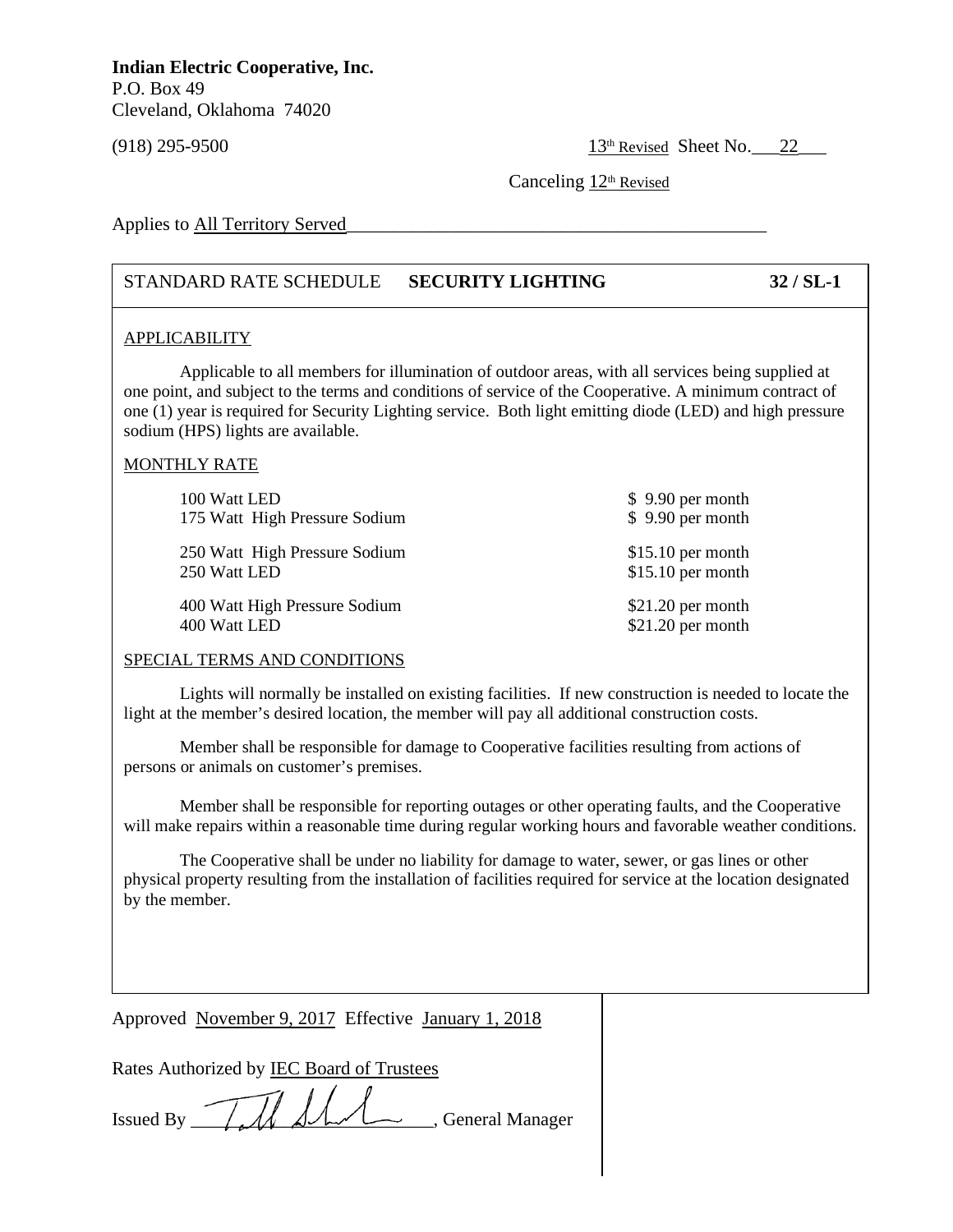**Indian Electric Cooperative, Inc.**
P.O. Box 49
Cleveland, Oklahoma 74020

(918) 295-9500

13th Revised Sheet No. 22

Canceling 12th Revised

Applies to All Territory Served

STANDARD RATE SCHEDULE **SECURITY LIGHTING** **32 / SL-1**

## APPLICABILITY

Applicable to all members for illumination of outdoor areas, with all services being supplied at one point, and subject to the terms and conditions of service of the Cooperative. A minimum contract of one (1) year is required for Security Lighting service. Both light emitting diode (LED) and high pressure sodium (HPS) lights are available.

## MONTHLY RATE

| | |
|---|---|
| 100 Watt LED | $ 9.90 per month |
| 175 Watt High Pressure Sodium | $ 9.90 per month |
| 250 Watt High Pressure Sodium | $15.10 per month |
| 250 Watt LED | $15.10 per month |
| 400 Watt High Pressure Sodium | $21.20 per month |
| 400 Watt LED | $21.20 per month |

## SPECIAL TERMS AND CONDITIONS

Lights will normally be installed on existing facilities. If new construction is needed to locate the light at the member's desired location, the member will pay all additional construction costs.

Member shall be responsible for damage to Cooperative facilities resulting from actions of persons or animals on customer's premises.

Member shall be responsible for reporting outages or other operating faults, and the Cooperative will make repairs within a reasonable time during regular working hours and favorable weather conditions.

The Cooperative shall be under no liability for damage to water, sewer, or gas lines or other physical property resulting from the installation of facilities required for service at the location designated by the member.

Approved November 9, 2017 Effective January 1, 2018

Rates Authorized by IEC Board of Trustees

Issued By [signature], General Manager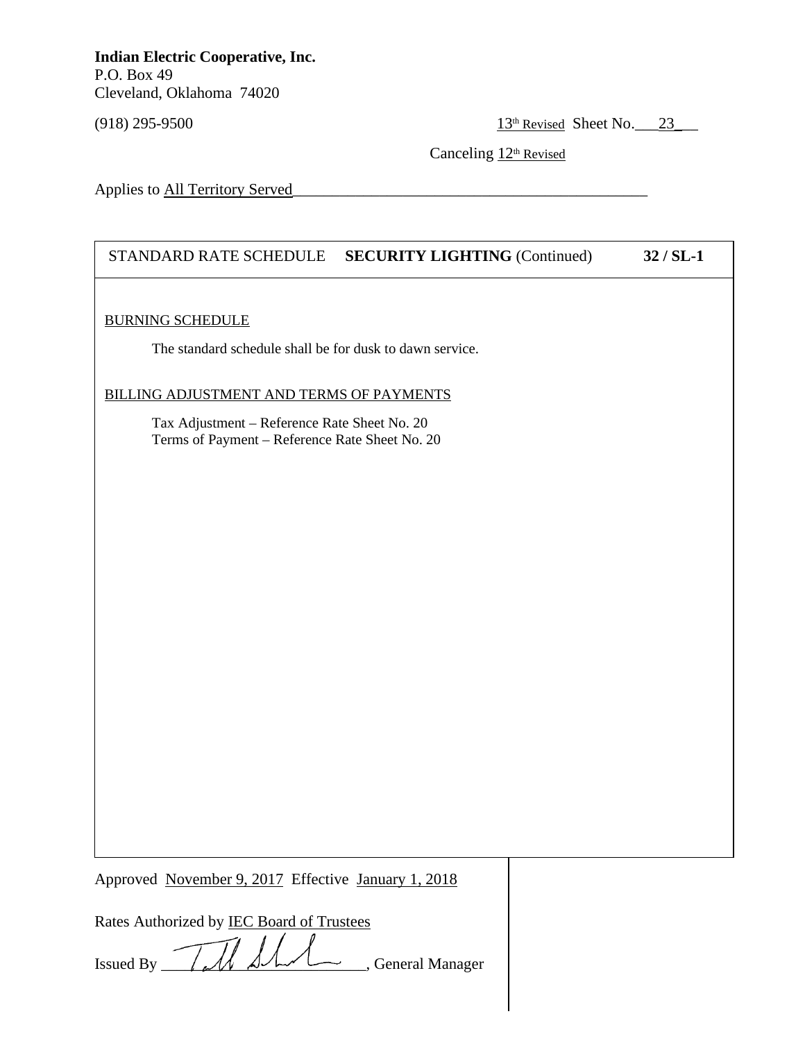**Indian Electric Cooperative, Inc.**
P.O. Box 49
Cleveland, Oklahoma 74020

(918) 295-9500

13th Revised Sheet No. 23

Canceling 12th Revised

Applies to All Territory Served

STANDARD RATE SCHEDULE **SECURITY LIGHTING** (Continued) **32 / SL-1**

BURNING SCHEDULE

The standard schedule shall be for dusk to dawn service.

BILLING ADJUSTMENT AND TERMS OF PAYMENTS

Tax Adjustment – Reference Rate Sheet No. 20
Terms of Payment – Reference Rate Sheet No. 20

Approved November 9, 2017 Effective January 1, 2018

Rates Authorized by IEC Board of Trustees

Issued By ______________________, General Manager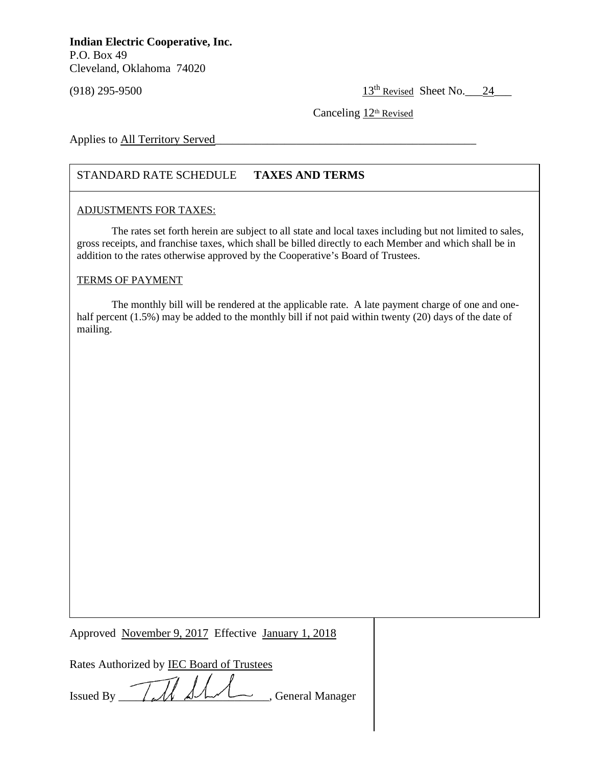**Indian Electric Cooperative, Inc.**
P.O. Box 49
Cleveland, Oklahoma 74020

(918) 295-9500

13th Revised Sheet No. 24

Canceling 12th Revised

Applies to All Territory Served

STANDARD RATE SCHEDULE **TAXES AND TERMS**

ADJUSTMENTS FOR TAXES:

The rates set forth herein are subject to all state and local taxes including but not limited to sales, gross receipts, and franchise taxes, which shall be billed directly to each Member and which shall be in addition to the rates otherwise approved by the Cooperative's Board of Trustees.

TERMS OF PAYMENT

The monthly bill will be rendered at the applicable rate. A late payment charge of one and one-half percent (1.5%) may be added to the monthly bill if not paid within twenty (20) days of the date of mailing.

Approved November 9, 2017 Effective January 1, 2018

Rates Authorized by IEC Board of Trustees

Issued By ____________________, General Manager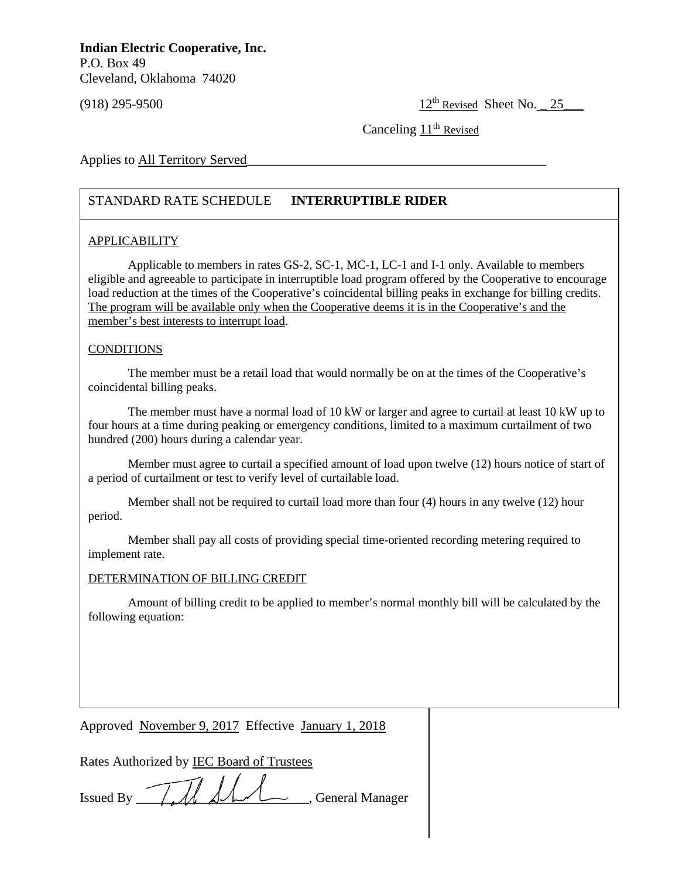**Indian Electric Cooperative, Inc.**
P.O. Box 49
Cleveland, Oklahoma 74020

(918) 295-9500

12th Revised Sheet No. 25

Canceling 11th Revised

Applies to All Territory Served

STANDARD RATE SCHEDULE **INTERRUPTIBLE RIDER**

APPLICABILITY

Applicable to members in rates GS-2, SC-1, MC-1, LC-1 and I-1 only. Available to members eligible and agreeable to participate in interruptible load program offered by the Cooperative to encourage load reduction at the times of the Cooperative's coincidental billing peaks in exchange for billing credits. The program will be available only when the Cooperative deems it is in the Cooperative's and the member's best interests to interrupt load.

CONDITIONS

The member must be a retail load that would normally be on at the times of the Cooperative's coincidental billing peaks.

The member must have a normal load of 10 kW or larger and agree to curtail at least 10 kW up to four hours at a time during peaking or emergency conditions, limited to a maximum curtailment of two hundred (200) hours during a calendar year.

Member must agree to curtail a specified amount of load upon twelve (12) hours notice of start of a period of curtailment or test to verify level of curtailable load.

Member shall not be required to curtail load more than four (4) hours in any twelve (12) hour period.

Member shall pay all costs of providing special time-oriented recording metering required to implement rate.

DETERMINATION OF BILLING CREDIT

Amount of billing credit to be applied to member's normal monthly bill will be calculated by the following equation:

Approved November 9, 2017 Effective January 1, 2018

Rates Authorized by IEC Board of Trustees

Issued By ______________, General Manager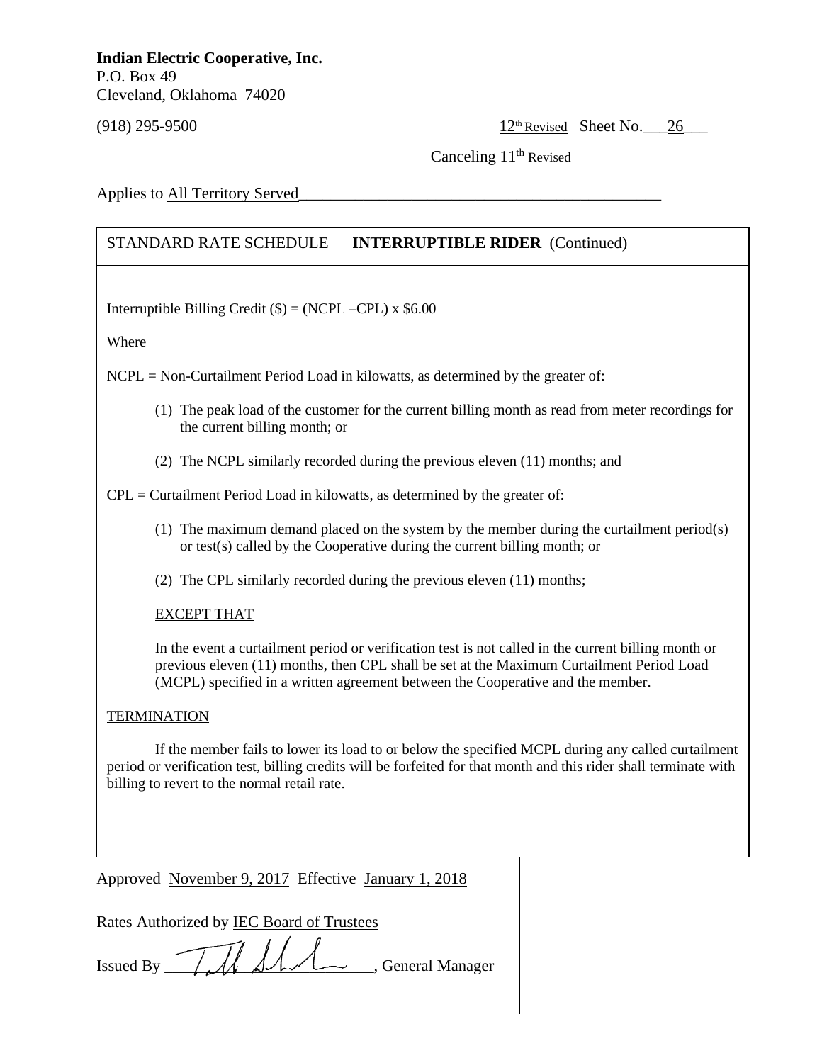**Indian Electric Cooperative, Inc.**
P.O. Box 49
Cleveland, Oklahoma 74020

(918) 295-9500 12th Revised Sheet No. 26

Canceling 11th Revised

Applies to All Territory Served

STANDARD RATE SCHEDULE **INTERRUPTIBLE RIDER** (Continued)

Interruptible Billing Credit ($) = (NCPL –CPL) x $6.00

Where

NCPL = Non-Curtailment Period Load in kilowatts, as determined by the greater of:

(1) The peak load of the customer for the current billing month as read from meter recordings for the current billing month; or

(2) The NCPL similarly recorded during the previous eleven (11) months; and

CPL = Curtailment Period Load in kilowatts, as determined by the greater of:

(1) The maximum demand placed on the system by the member during the curtailment period(s) or test(s) called by the Cooperative during the current billing month; or

(2) The CPL similarly recorded during the previous eleven (11) months;

EXCEPT THAT

In the event a curtailment period or verification test is not called in the current billing month or previous eleven (11) months, then CPL shall be set at the Maximum Curtailment Period Load (MCPL) specified in a written agreement between the Cooperative and the member.

TERMINATION

If the member fails to lower its load to or below the specified MCPL during any called curtailment period or verification test, billing credits will be forfeited for that month and this rider shall terminate with billing to revert to the normal retail rate.

Approved November 9, 2017 Effective January 1, 2018

Rates Authorized by IEC Board of Trustees

Issued By _______________, General Manager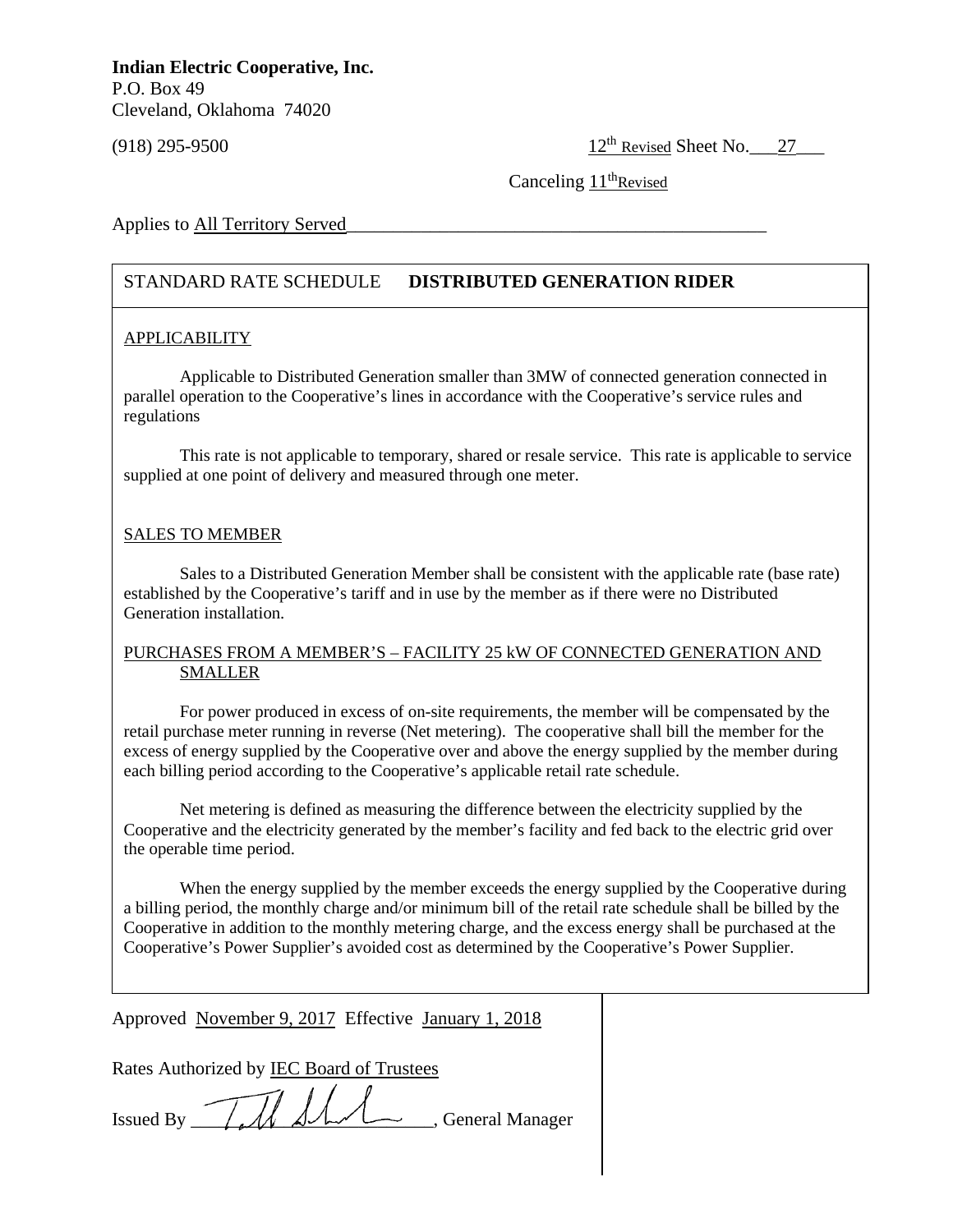**Indian Electric Cooperative, Inc.**
P.O. Box 49
Cleveland, Oklahoma 74020

(918) 295-9500

12th Revised Sheet No. 27

Canceling 11th Revised

Applies to All Territory Served

STANDARD RATE SCHEDULE **DISTRIBUTED GENERATION RIDER**

APPLICABILITY

Applicable to Distributed Generation smaller than 3MW of connected generation connected in parallel operation to the Cooperative's lines in accordance with the Cooperative's service rules and regulations

This rate is not applicable to temporary, shared or resale service. This rate is applicable to service supplied at one point of delivery and measured through one meter.

SALES TO MEMBER

Sales to a Distributed Generation Member shall be consistent with the applicable rate (base rate) established by the Cooperative's tariff and in use by the member as if there were no Distributed Generation installation.

PURCHASES FROM A MEMBER'S – FACILITY 25 kW OF CONNECTED GENERATION AND SMALLER

For power produced in excess of on-site requirements, the member will be compensated by the retail purchase meter running in reverse (Net metering). The cooperative shall bill the member for the excess of energy supplied by the Cooperative over and above the energy supplied by the member during each billing period according to the Cooperative's applicable retail rate schedule.

Net metering is defined as measuring the difference between the electricity supplied by the Cooperative and the electricity generated by the member's facility and fed back to the electric grid over the operable time period.

When the energy supplied by the member exceeds the energy supplied by the Cooperative during a billing period, the monthly charge and/or minimum bill of the retail rate schedule shall be billed by the Cooperative in addition to the monthly metering charge, and the excess energy shall be purchased at the Cooperative's Power Supplier's avoided cost as determined by the Cooperative's Power Supplier.

Approved November 9, 2017 Effective January 1, 2018

Rates Authorized by IEC Board of Trustees

Issued By \_\_\_\_\_\_\_\_\_\_\_\_\_\_\_\_\_\_\_\_, General Manager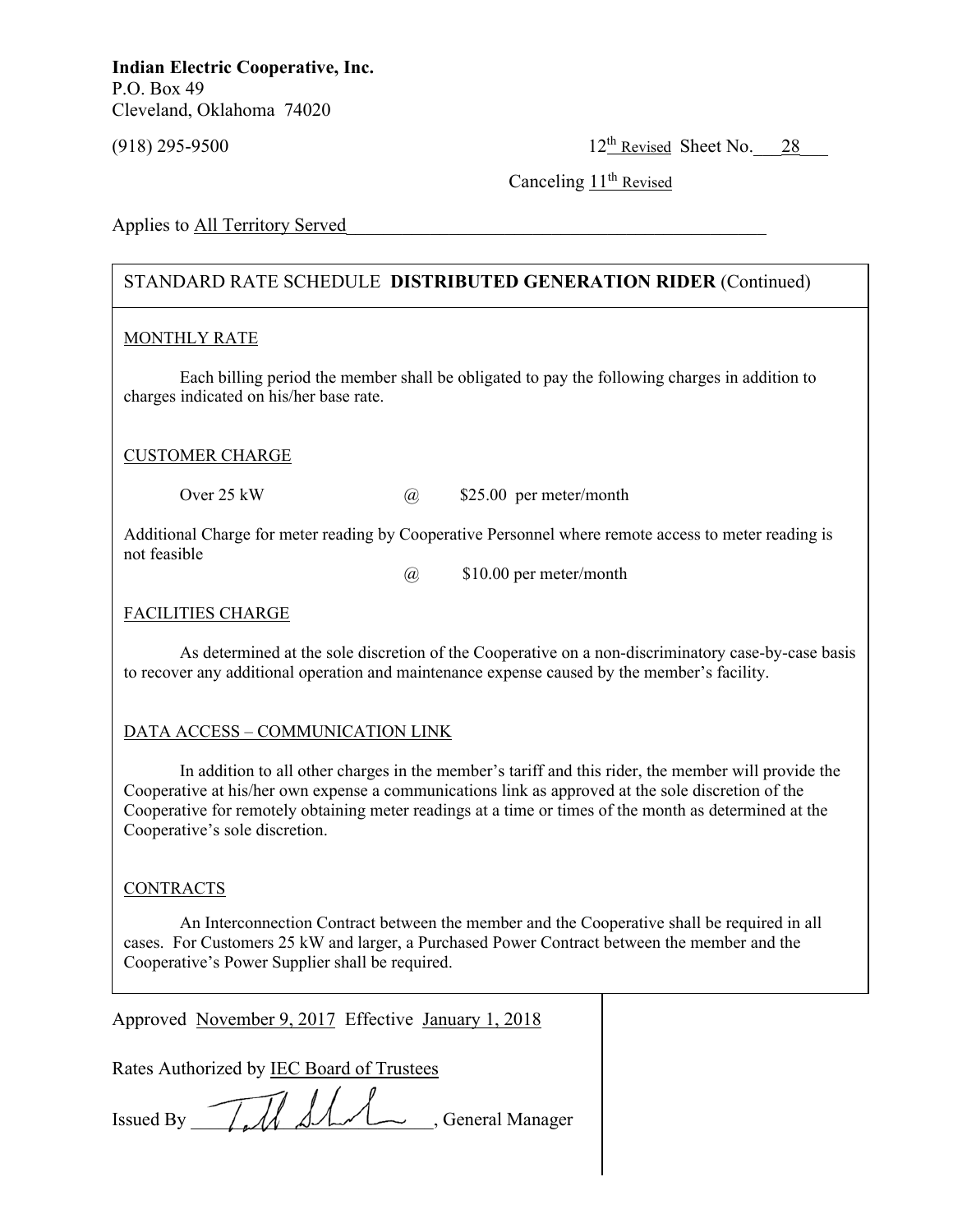**Indian Electric Cooperative, Inc.**
P.O. Box 49
Cleveland, Oklahoma 74020

(918) 295-9500 12th Revised Sheet No. 28

Canceling 11th Revised

Applies to All Territory Served

## STANDARD RATE SCHEDULE **DISTRIBUTED GENERATION RIDER** (Continued)

### MONTHLY RATE

Each billing period the member shall be obligated to pay the following charges in addition to charges indicated on his/her base rate.

### CUSTOMER CHARGE

Over 25 kW @ $25.00 per meter/month

Additional Charge for meter reading by Cooperative Personnel where remote access to meter reading is not feasible

@ $10.00 per meter/month

### FACILITIES CHARGE

As determined at the sole discretion of the Cooperative on a non-discriminatory case-by-case basis to recover any additional operation and maintenance expense caused by the member's facility.

### DATA ACCESS – COMMUNICATION LINK

In addition to all other charges in the member's tariff and this rider, the member will provide the Cooperative at his/her own expense a communications link as approved at the sole discretion of the Cooperative for remotely obtaining meter readings at a time or times of the month as determined at the Cooperative's sole discretion.

### CONTRACTS

An Interconnection Contract between the member and the Cooperative shall be required in all cases. For Customers 25 kW and larger, a Purchased Power Contract between the member and the Cooperative's Power Supplier shall be required.

Approved November 9, 2017 Effective January 1, 2018

Rates Authorized by IEC Board of Trustees

Issued By ____________________, General Manager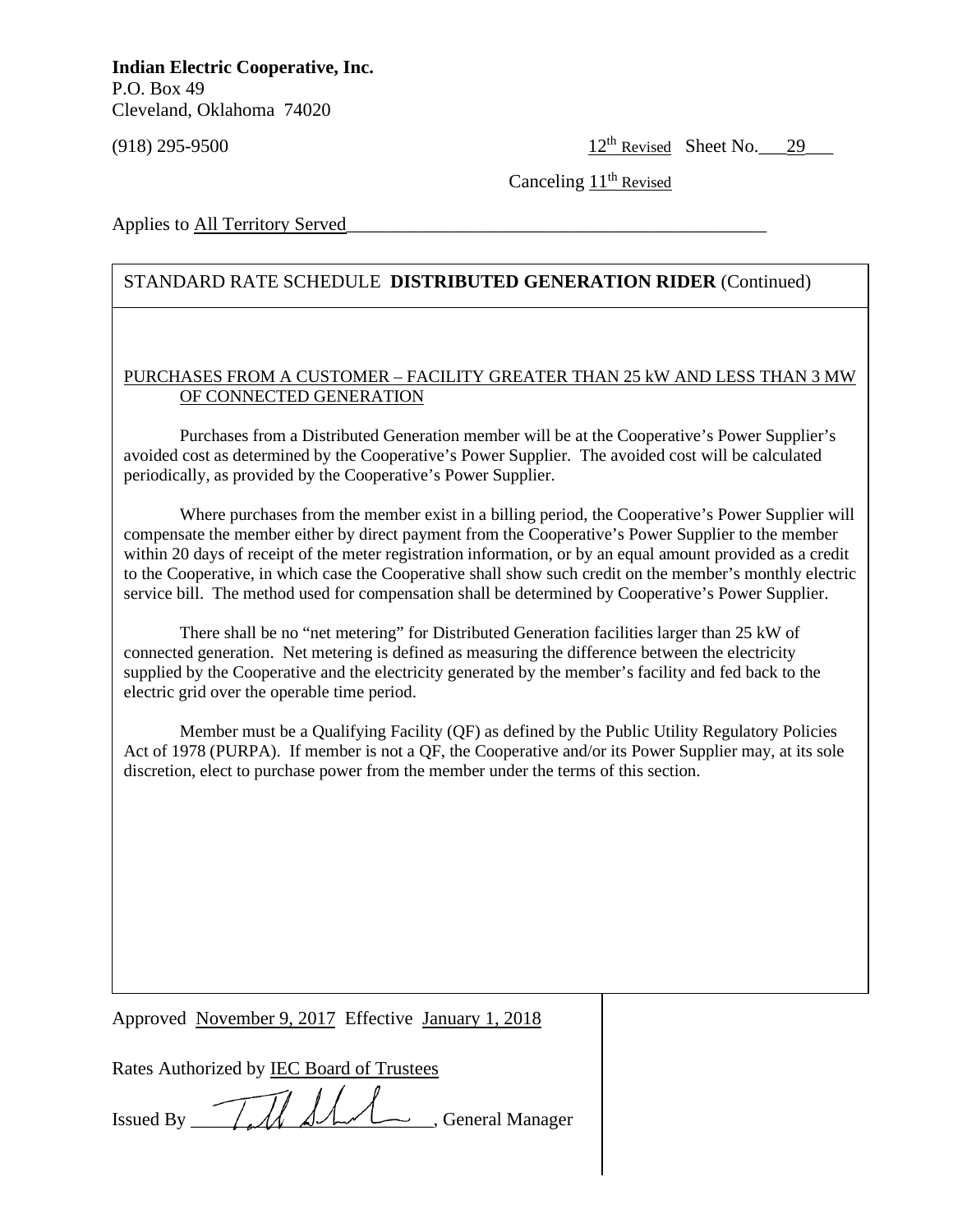**Indian Electric Cooperative, Inc.**
P.O. Box 49
Cleveland, Oklahoma 74020
(918) 295-9500

12th Revised Sheet No. 29

Canceling 11th Revised

Applies to All Territory Served

STANDARD RATE SCHEDULE **DISTRIBUTED GENERATION RIDER** (Continued)

PURCHASES FROM A CUSTOMER – FACILITY GREATER THAN 25 kW AND LESS THAN 3 MW OF CONNECTED GENERATION

Purchases from a Distributed Generation member will be at the Cooperative's Power Supplier's avoided cost as determined by the Cooperative's Power Supplier. The avoided cost will be calculated periodically, as provided by the Cooperative's Power Supplier.

Where purchases from the member exist in a billing period, the Cooperative's Power Supplier will compensate the member either by direct payment from the Cooperative's Power Supplier to the member within 20 days of receipt of the meter registration information, or by an equal amount provided as a credit to the Cooperative, in which case the Cooperative shall show such credit on the member's monthly electric service bill. The method used for compensation shall be determined by Cooperative's Power Supplier.

There shall be no "net metering" for Distributed Generation facilities larger than 25 kW of connected generation. Net metering is defined as measuring the difference between the electricity supplied by the Cooperative and the electricity generated by the member's facility and fed back to the electric grid over the operable time period.

Member must be a Qualifying Facility (QF) as defined by the Public Utility Regulatory Policies Act of 1978 (PURPA). If member is not a QF, the Cooperative and/or its Power Supplier may, at its sole discretion, elect to purchase power from the member under the terms of this section.

Approved November 9, 2017 Effective January 1, 2018

Rates Authorized by IEC Board of Trustees

Issued By _______________, General Manager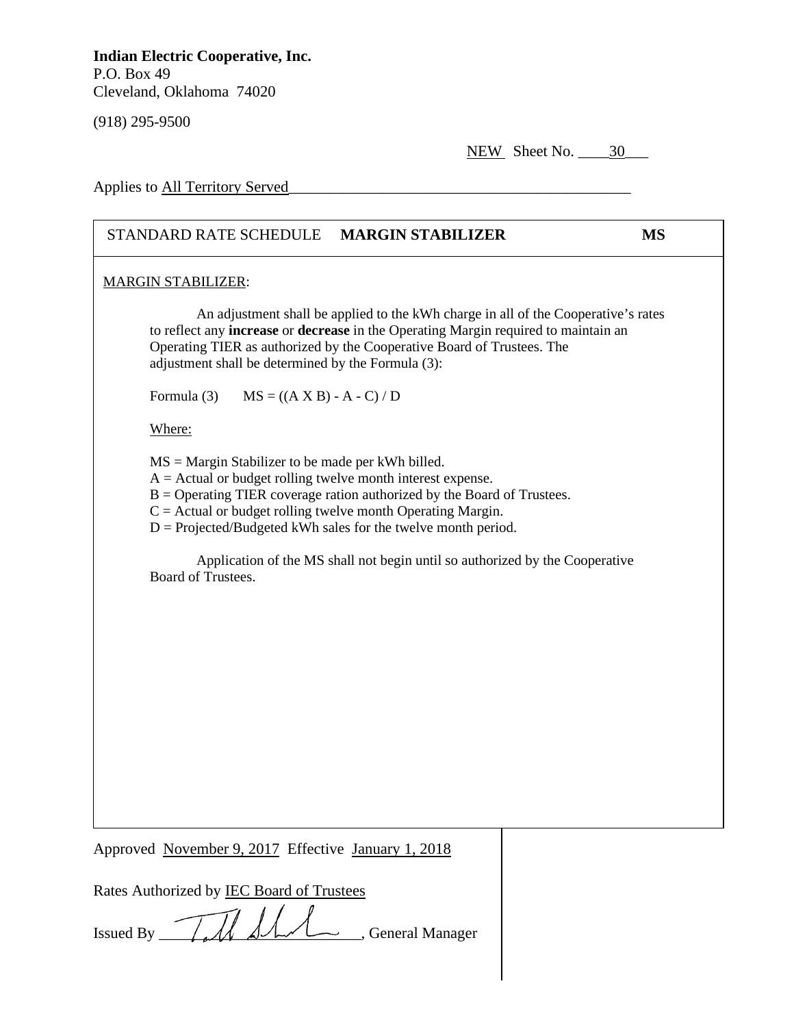**Indian Electric Cooperative, Inc.**
P.O. Box 49
Cleveland, Oklahoma 74020

(918) 295-9500

NEW Sheet No. 30

Applies to All Territory Served

| STANDARD RATE SCHEDULE **MARGIN STABILIZER** | **MS** |
|---|---|

MARGIN STABILIZER:

An adjustment shall be applied to the kWh charge in all of the Cooperative's rates to reflect any **increase** or **decrease** in the Operating Margin required to maintain an Operating TIER as authorized by the Cooperative Board of Trustees. The adjustment shall be determined by the Formula (3):

Formula (3) $MS = ((A \times B) - A - C) / D$

Where:

MS = Margin Stabilizer to be made per kWh billed.
A = Actual or budget rolling twelve month interest expense.
B = Operating TIER coverage ration authorized by the Board of Trustees.
C = Actual or budget rolling twelve month Operating Margin.
D = Projected/Budgeted kWh sales for the twelve month period.

Application of the MS shall not begin until so authorized by the Cooperative Board of Trustees.

Approved November 9, 2017 Effective January 1, 2018

Rates Authorized by IEC Board of Trustees

Issued By ____________________, General Manager